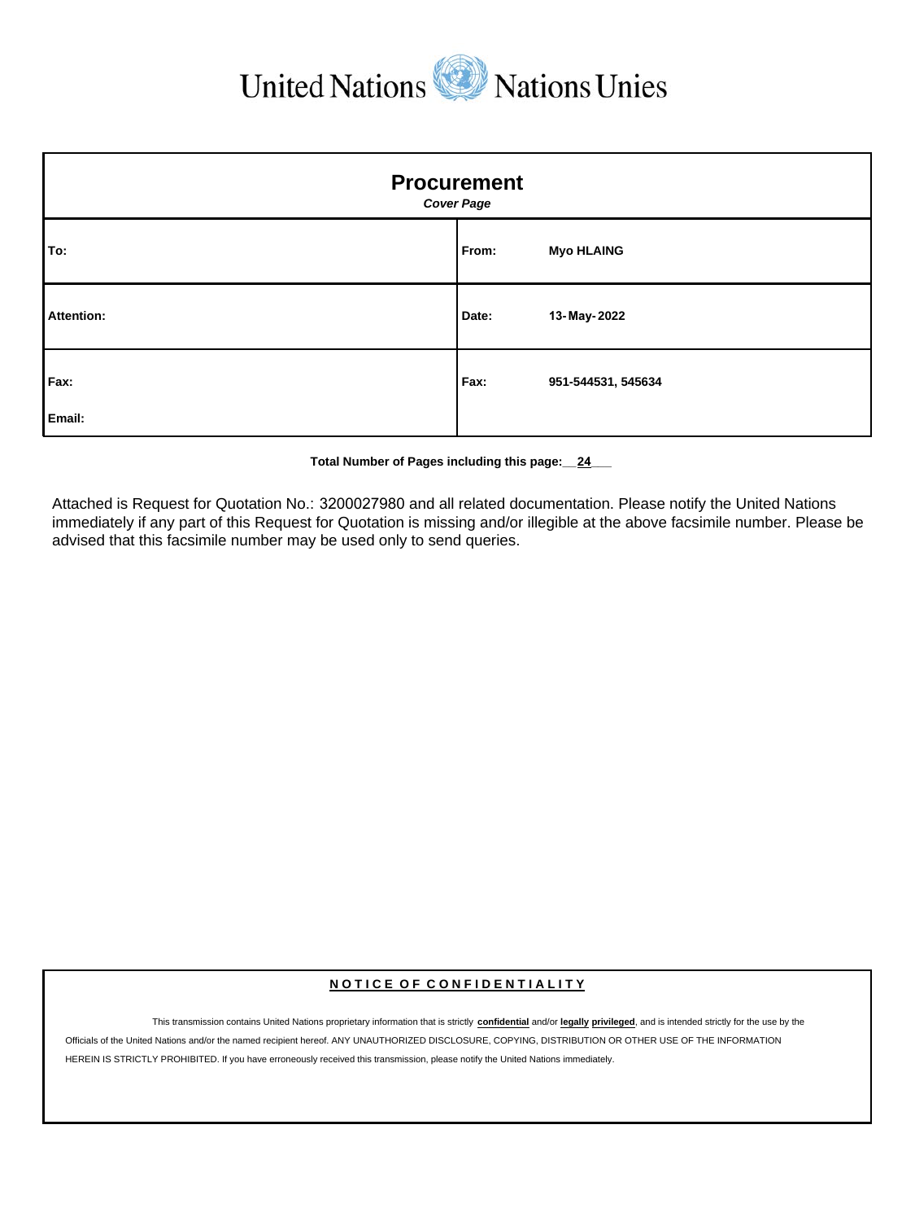United Nations Nations Unies

| **Procurement**<br>***Cover Page*** | |
|---|---|
| **To:** | **From:** **Myo HLAING** |
| **Attention:** | **Date:** **13-May-2022** |
| **Fax:**<br><br>**Email:** | **Fax:** **951-544531, 545634** |

**Total Number of Pages including this page:__24___**

Attached is Request for Quotation No.: 3200027980 and all related documentation. Please notify the United Nations immediately if any part of this Request for Quotation is missing and/or illegible at the above facsimile number. Please be advised that this facsimile number may be used only to send queries.

**N O T I C E O F C O N F I D E N T I A L I T Y**

This transmission contains United Nations proprietary information that is strictly **confidential** and/or **legally privileged**, and is intended strictly for the use by the Officials of the United Nations and/or the named recipient hereof. ANY UNAUTHORIZED DISCLOSURE, COPYING, DISTRIBUTION OR OTHER USE OF THE INFORMATION HEREIN IS STRICTLY PROHIBITED. If you have erroneously received this transmission, please notify the United Nations immediately.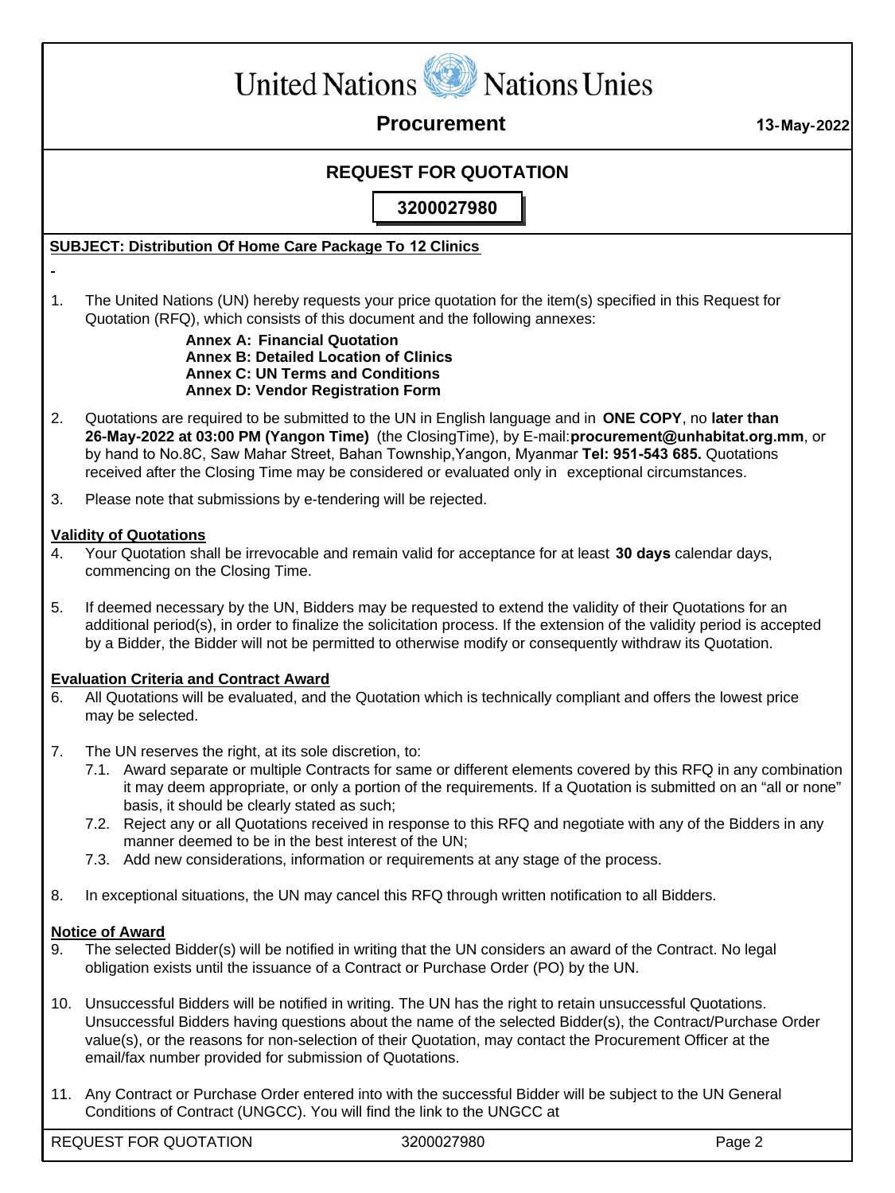United Nations Nations Unies

**Procurement** 13-May-2022

## REQUEST FOR QUOTATION

**3200027980**

**SUBJECT: Distribution Of Home Care Package To 12 Clinics**

-

1. The United Nations (UN) hereby requests your price quotation for the item(s) specified in this Request for Quotation (RFQ), which consists of this document and the following annexes:

   **Annex A: Financial Quotation**
   **Annex B: Detailed Location of Clinics**
   **Annex C: UN Terms and Conditions**
   **Annex D: Vendor Registration Form**

2. Quotations are required to be submitted to the UN in English language and in **ONE COPY**, no **later than 26-May-2022 at 03:00 PM (Yangon Time)** (the ClosingTime), by E-mail:**procurement@unhabitat.org.mm**, or by hand to No.8C, Saw Mahar Street, Bahan Township,Yangon, Myanmar **Tel: 951-543 685.** Quotations received after the Closing Time may be considered or evaluated only in exceptional circumstances.

3. Please note that submissions by e-tendering will be rejected.

**Validity of Quotations**

4. Your Quotation shall be irrevocable and remain valid for acceptance for at least **30 days** calendar days, commencing on the Closing Time.

5. If deemed necessary by the UN, Bidders may be requested to extend the validity of their Quotations for an additional period(s), in order to finalize the solicitation process. If the extension of the validity period is accepted by a Bidder, the Bidder will not be permitted to otherwise modify or consequently withdraw its Quotation.

**Evaluation Criteria and Contract Award**

6. All Quotations will be evaluated, and the Quotation which is technically compliant and offers the lowest price may be selected.

7. The UN reserves the right, at its sole discretion, to:
   - 7.1. Award separate or multiple Contracts for same or different elements covered by this RFQ in any combination it may deem appropriate, or only a portion of the requirements. If a Quotation is submitted on an "all or none" basis, it should be clearly stated as such;
   - 7.2. Reject any or all Quotations received in response to this RFQ and negotiate with any of the Bidders in any manner deemed to be in the best interest of the UN;
   - 7.3. Add new considerations, information or requirements at any stage of the process.

8. In exceptional situations, the UN may cancel this RFQ through written notification to all Bidders.

**Notice of Award**

9. The selected Bidder(s) will be notified in writing that the UN considers an award of the Contract. No legal obligation exists until the issuance of a Contract or Purchase Order (PO) by the UN.

10. Unsuccessful Bidders will be notified in writing. The UN has the right to retain unsuccessful Quotations. Unsuccessful Bidders having questions about the name of the selected Bidder(s), the Contract/Purchase Order value(s), or the reasons for non-selection of their Quotation, may contact the Procurement Officer at the email/fax number provided for submission of Quotations.

11. Any Contract or Purchase Order entered into with the successful Bidder will be subject to the UN General Conditions of Contract (UNGCC). You will find the link to the UNGCC at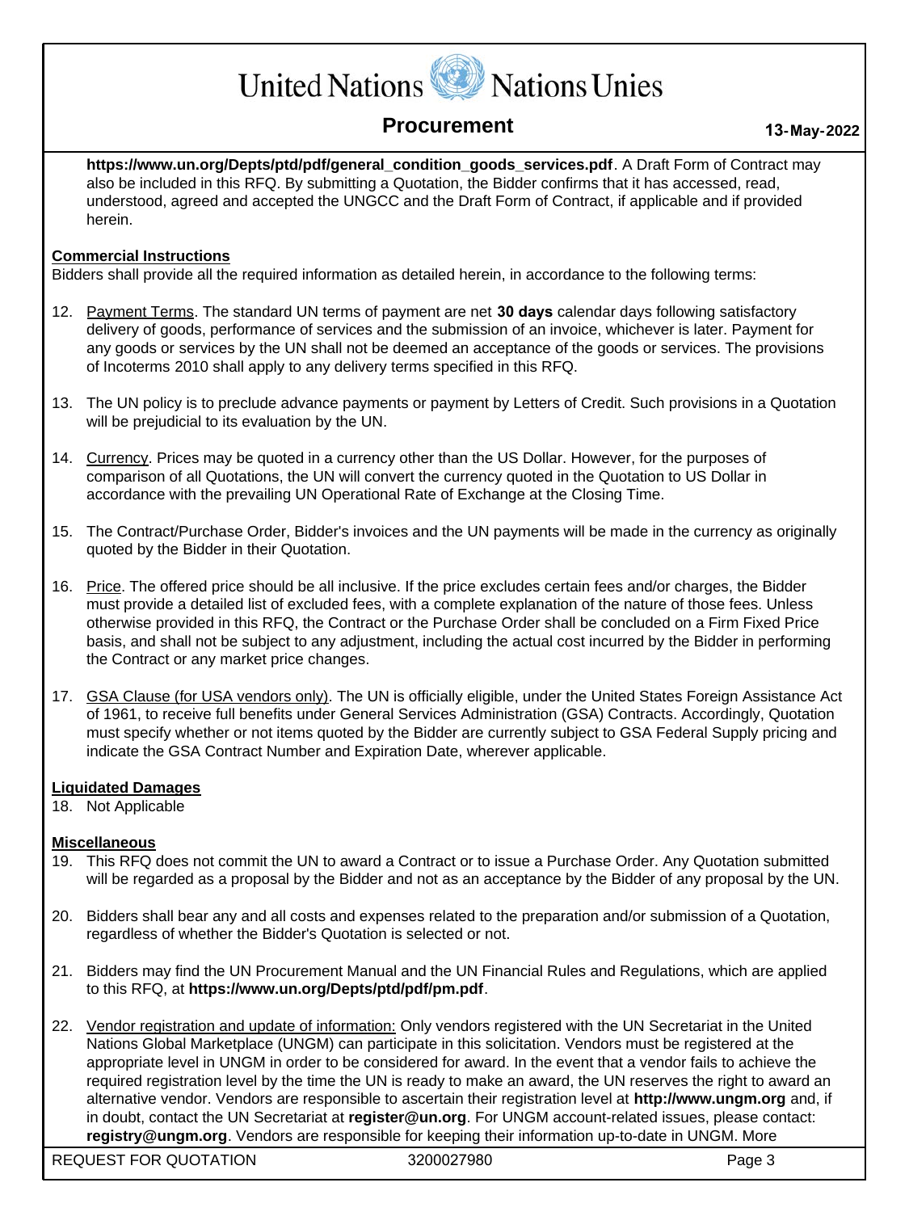**https://www.un.org/Depts/ptd/pdf/general_condition_goods_services.pdf**. A Draft Form of Contract may also be included in this RFQ. By submitting a Quotation, the Bidder confirms that it has accessed, read, understood, agreed and accepted the UNGCC and the Draft Form of Contract, if applicable and if provided herein.

**Commercial Instructions**

Bidders shall provide all the required information as detailed herein, in accordance to the following terms:

12. Payment Terms. The standard UN terms of payment are net **30 days** calendar days following satisfactory delivery of goods, performance of services and the submission of an invoice, whichever is later. Payment for any goods or services by the UN shall not be deemed an acceptance of the goods or services. The provisions of Incoterms 2010 shall apply to any delivery terms specified in this RFQ.

13. The UN policy is to preclude advance payments or payment by Letters of Credit. Such provisions in a Quotation will be prejudicial to its evaluation by the UN.

14. Currency. Prices may be quoted in a currency other than the US Dollar. However, for the purposes of comparison of all Quotations, the UN will convert the currency quoted in the Quotation to US Dollar in accordance with the prevailing UN Operational Rate of Exchange at the Closing Time.

15. The Contract/Purchase Order, Bidder's invoices and the UN payments will be made in the currency as originally quoted by the Bidder in their Quotation.

16. Price. The offered price should be all inclusive. If the price excludes certain fees and/or charges, the Bidder must provide a detailed list of excluded fees, with a complete explanation of the nature of those fees. Unless otherwise provided in this RFQ, the Contract or the Purchase Order shall be concluded on a Firm Fixed Price basis, and shall not be subject to any adjustment, including the actual cost incurred by the Bidder in performing the Contract or any market price changes.

17. GSA Clause (for USA vendors only). The UN is officially eligible, under the United States Foreign Assistance Act of 1961, to receive full benefits under General Services Administration (GSA) Contracts. Accordingly, Quotation must specify whether or not items quoted by the Bidder are currently subject to GSA Federal Supply pricing and indicate the GSA Contract Number and Expiration Date, wherever applicable.

**Liquidated Damages**

18. Not Applicable

**Miscellaneous**

19. This RFQ does not commit the UN to award a Contract or to issue a Purchase Order. Any Quotation submitted will be regarded as a proposal by the Bidder and not as an acceptance by the Bidder of any proposal by the UN.

20. Bidders shall bear any and all costs and expenses related to the preparation and/or submission of a Quotation, regardless of whether the Bidder's Quotation is selected or not.

21. Bidders may find the UN Procurement Manual and the UN Financial Rules and Regulations, which are applied to this RFQ, at **https://www.un.org/Depts/ptd/pdf/pm.pdf**.

22. Vendor registration and update of information: Only vendors registered with the UN Secretariat in the United Nations Global Marketplace (UNGM) can participate in this solicitation. Vendors must be registered at the appropriate level in UNGM in order to be considered for award. In the event that a vendor fails to achieve the required registration level by the time the UN is ready to make an award, the UN reserves the right to award an alternative vendor. Vendors are responsible to ascertain their registration level at **http://www.ungm.org** and, if in doubt, contact the UN Secretariat at **register@un.org**. For UNGM account-related issues, please contact: **registry@ungm.org**. Vendors are responsible for keeping their information up-to-date in UNGM. More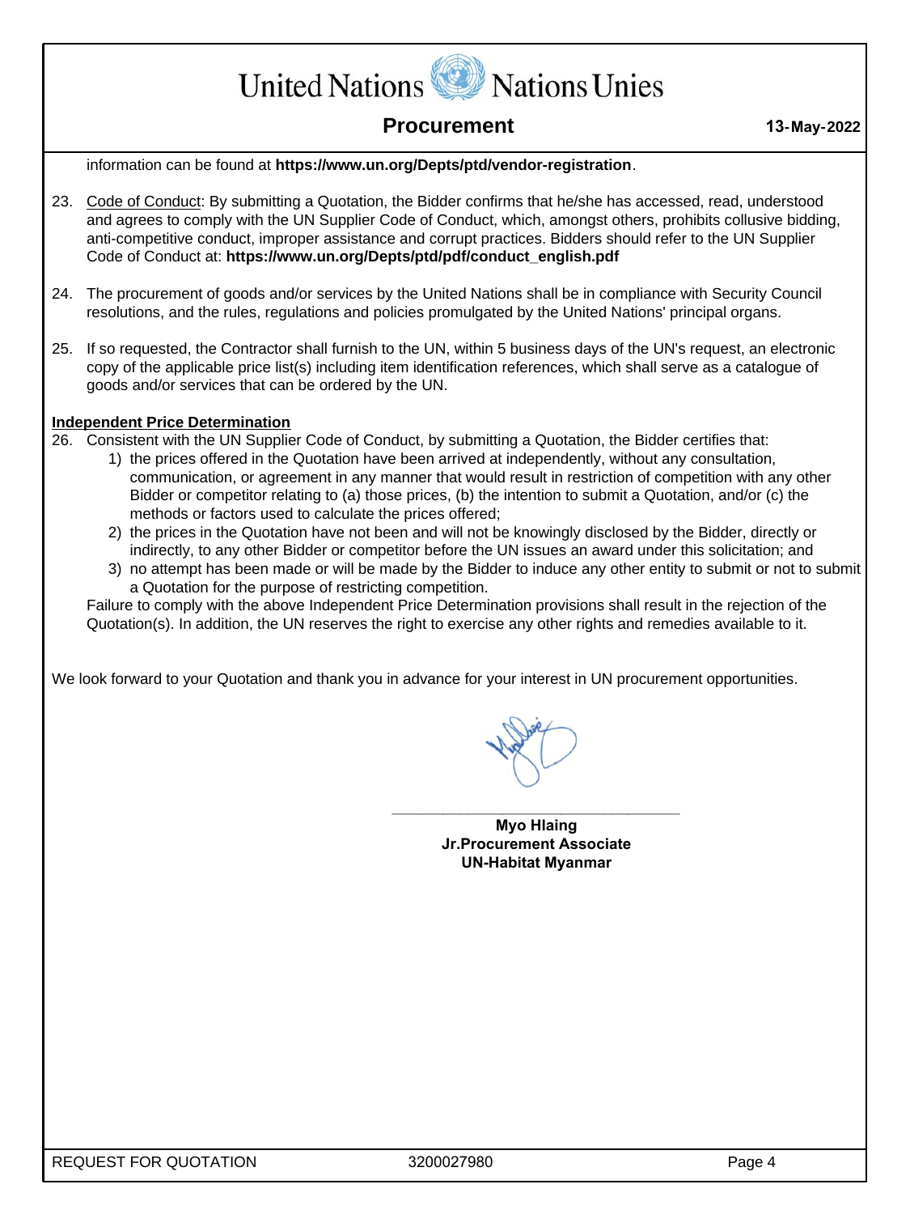information can be found at **https://www.un.org/Depts/ptd/vendor-registration**.

23. Code of Conduct: By submitting a Quotation, the Bidder confirms that he/she has accessed, read, understood and agrees to comply with the UN Supplier Code of Conduct, which, amongst others, prohibits collusive bidding, anti-competitive conduct, improper assistance and corrupt practices. Bidders should refer to the UN Supplier Code of Conduct at: **https://www.un.org/Depts/ptd/pdf/conduct_english.pdf**

24. The procurement of goods and/or services by the United Nations shall be in compliance with Security Council resolutions, and the rules, regulations and policies promulgated by the United Nations' principal organs.

25. If so requested, the Contractor shall furnish to the UN, within 5 business days of the UN's request, an electronic copy of the applicable price list(s) including item identification references, which shall serve as a catalogue of goods and/or services that can be ordered by the UN.

**Independent Price Determination**

26. Consistent with the UN Supplier Code of Conduct, by submitting a Quotation, the Bidder certifies that:
    1) the prices offered in the Quotation have been arrived at independently, without any consultation, communication, or agreement in any manner that would result in restriction of competition with any other Bidder or competitor relating to (a) those prices, (b) the intention to submit a Quotation, and/or (c) the methods or factors used to calculate the prices offered;
    2) the prices in the Quotation have not been and will not be knowingly disclosed by the Bidder, directly or indirectly, to any other Bidder or competitor before the UN issues an award under this solicitation; and
    3) no attempt has been made or will be made by the Bidder to induce any other entity to submit or not to submit a Quotation for the purpose of restricting competition.

    Failure to comply with the above Independent Price Determination provisions shall result in the rejection of the Quotation(s). In addition, the UN reserves the right to exercise any other rights and remedies available to it.

We look forward to your Quotation and thank you in advance for your interest in UN procurement opportunities.

**Myo Hlaing**
**Jr.Procurement Associate**
**UN-Habitat Myanmar**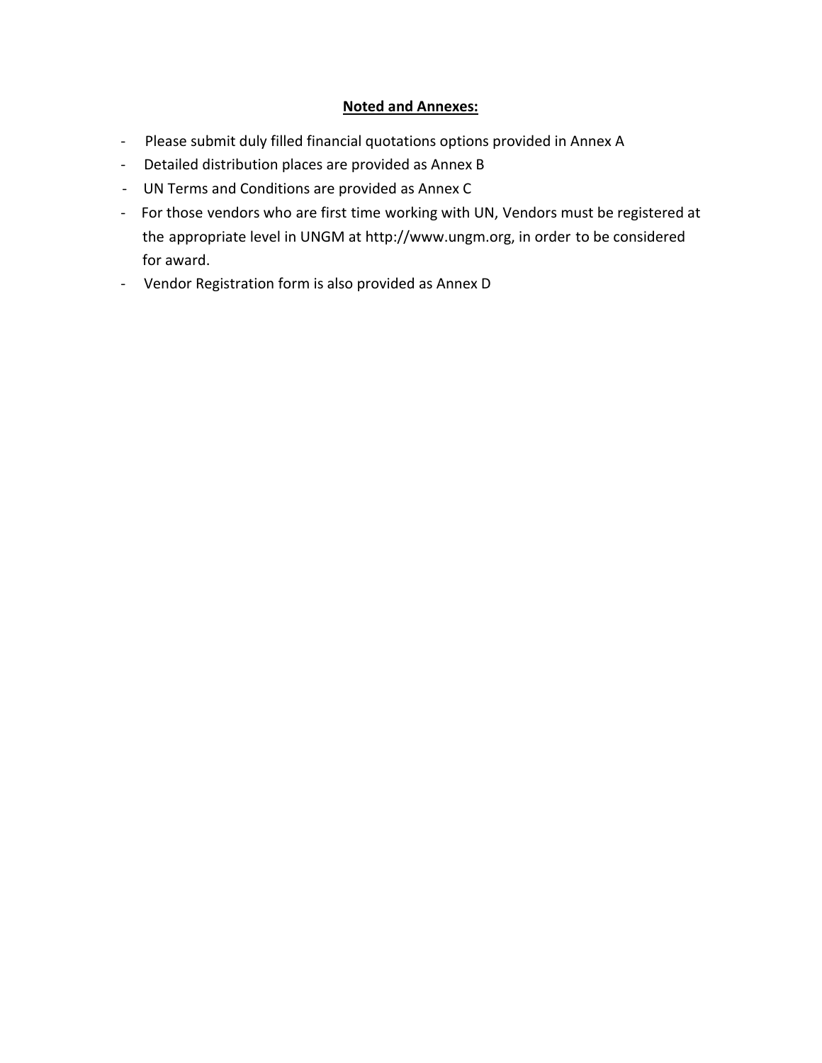**Noted and Annexes:**

- Please submit duly filled financial quotations options provided in Annex A
- Detailed distribution places are provided as Annex B
- UN Terms and Conditions are provided as Annex C
- For those vendors who are first time working with UN, Vendors must be registered at the appropriate level in UNGM at http://www.ungm.org, in order to be considered for award.
- Vendor Registration form is also provided as Annex D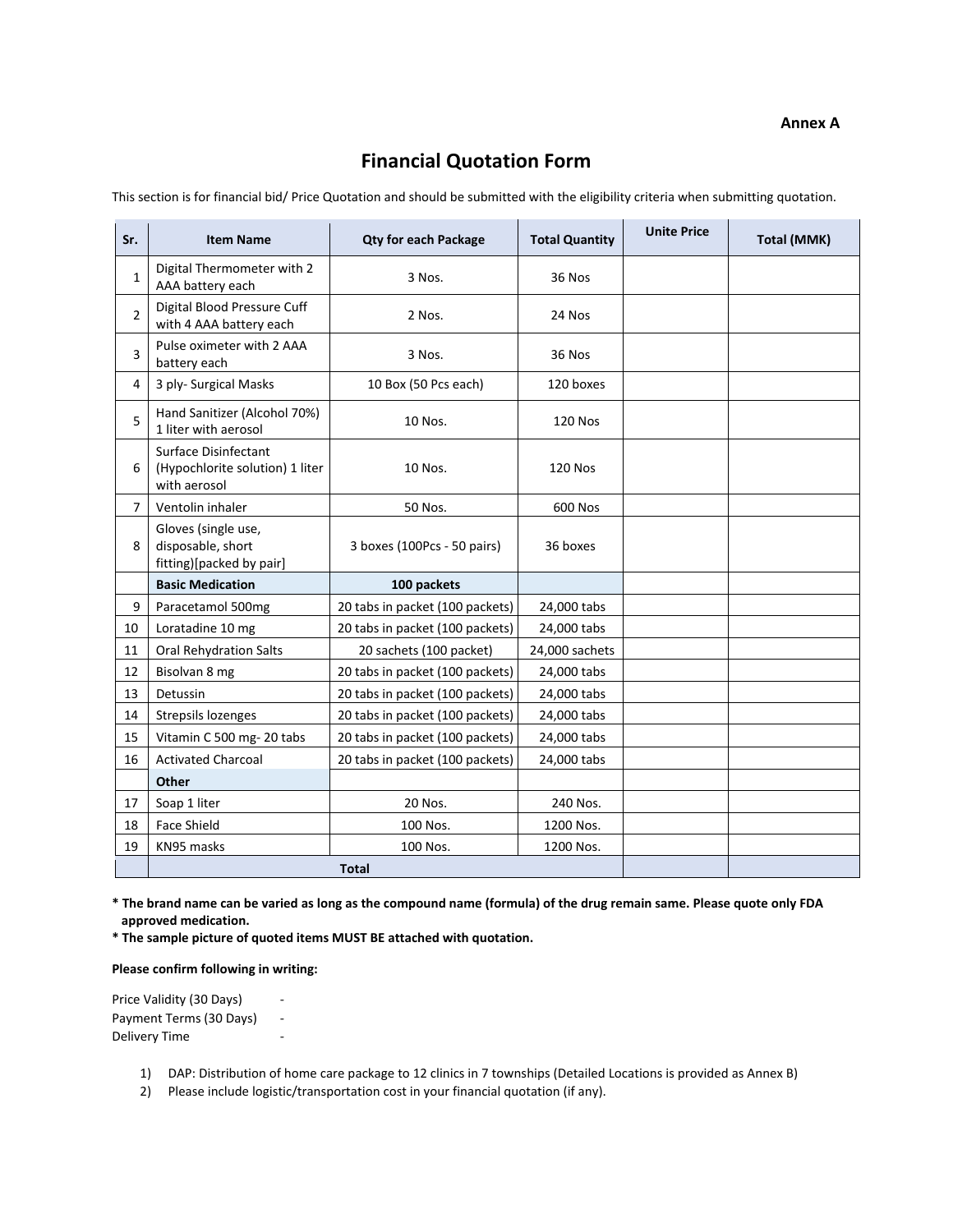**Annex A**

# Financial Quotation Form

This section is for financial bid/ Price Quotation and should be submitted with the eligibility criteria when submitting quotation.

| Sr. | Item Name | Qty for each Package | Total Quantity | Unite Price | Total (MMK) |
|---|---|---|---|---|---|
| 1 | Digital Thermometer with 2 AAA battery each | 3 Nos. | 36 Nos | | |
| 2 | Digital Blood Pressure Cuff with 4 AAA battery each | 2 Nos. | 24 Nos | | |
| 3 | Pulse oximeter with 2 AAA battery each | 3 Nos. | 36 Nos | | |
| 4 | 3 ply- Surgical Masks | 10 Box (50 Pcs each) | 120 boxes | | |
| 5 | Hand Sanitizer (Alcohol 70%) 1 liter with aerosol | 10 Nos. | 120 Nos | | |
| 6 | Surface Disinfectant (Hypochlorite solution) 1 liter with aerosol | 10 Nos. | 120 Nos | | |
| 7 | Ventolin inhaler | 50 Nos. | 600 Nos | | |
| 8 | Gloves (single use, disposable, short fitting)[packed by pair] | 3 boxes (100Pcs - 50 pairs) | 36 boxes | | |
| | **Basic Medication** | **100 packets** | | | |
| 9 | Paracetamol 500mg | 20 tabs in packet (100 packets) | 24,000 tabs | | |
| 10 | Loratadine 10 mg | 20 tabs in packet (100 packets) | 24,000 tabs | | |
| 11 | Oral Rehydration Salts | 20 sachets (100 packet) | 24,000 sachets | | |
| 12 | Bisolvan 8 mg | 20 tabs in packet (100 packets) | 24,000 tabs | | |
| 13 | Detussin | 20 tabs in packet (100 packets) | 24,000 tabs | | |
| 14 | Strepsils lozenges | 20 tabs in packet (100 packets) | 24,000 tabs | | |
| 15 | Vitamin C 500 mg- 20 tabs | 20 tabs in packet (100 packets) | 24,000 tabs | | |
| 16 | Activated Charcoal | 20 tabs in packet (100 packets) | 24,000 tabs | | |
| | **Other** | | | | |
| 17 | Soap 1 liter | 20 Nos. | 240 Nos. | | |
| 18 | Face Shield | 100 Nos. | 1200 Nos. | | |
| 19 | KN95 masks | 100 Nos. | 1200 Nos. | | |
| | **Total** | | | | |

**\* The brand name can be varied as long as the compound name (formula) of the drug remain same. Please quote only FDA approved medication.**

**\* The sample picture of quoted items MUST BE attached with quotation.**

**Please confirm following in writing:**

Price Validity (30 Days) -
Payment Terms (30 Days) -
Delivery Time -

1) DAP: Distribution of home care package to 12 clinics in 7 townships (Detailed Locations is provided as Annex B)
2) Please include logistic/transportation cost in your financial quotation (if any).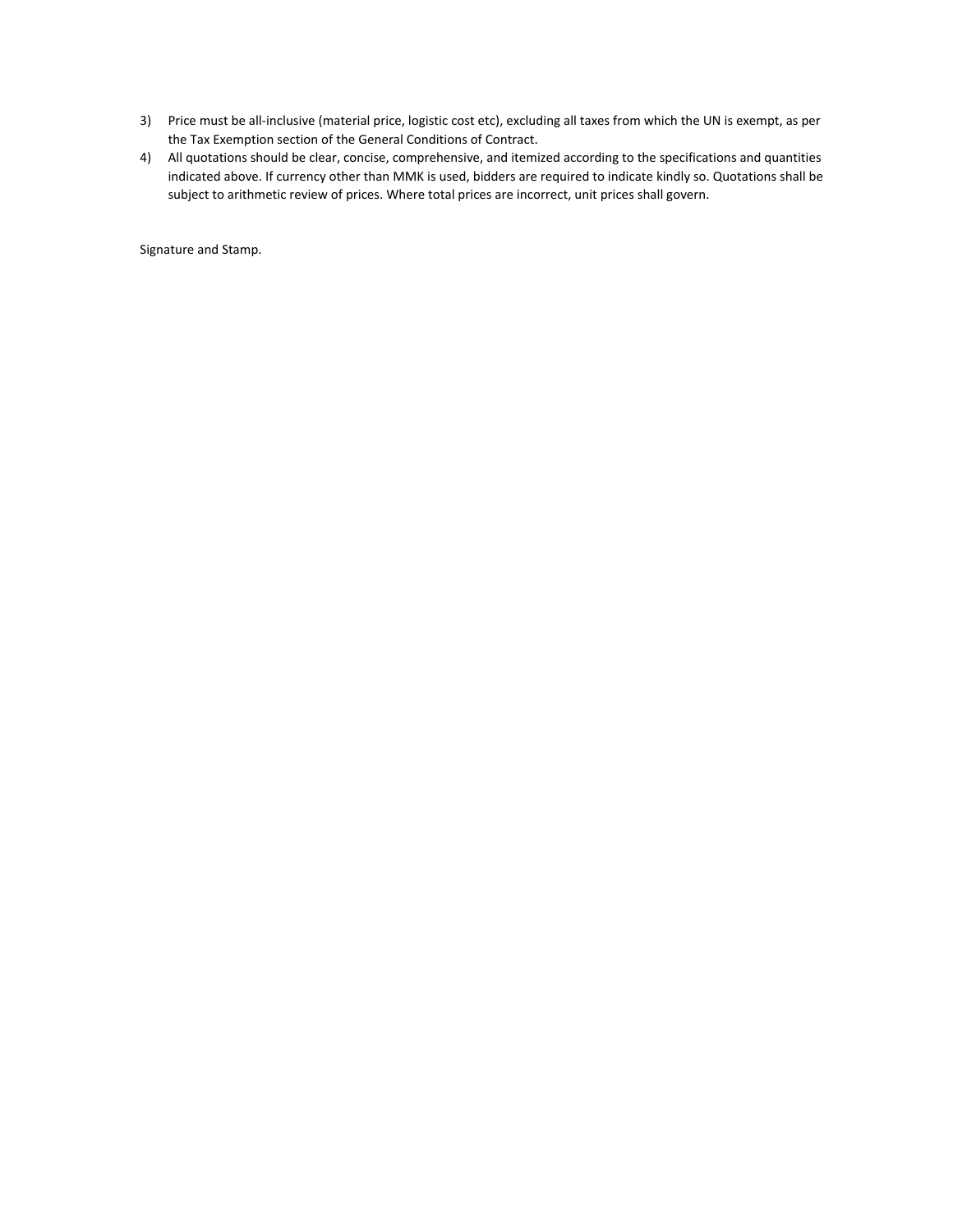3) Price must be all-inclusive (material price, logistic cost etc), excluding all taxes from which the UN is exempt, as per the Tax Exemption section of the General Conditions of Contract.
4) All quotations should be clear, concise, comprehensive, and itemized according to the specifications and quantities indicated above. If currency other than MMK is used, bidders are required to indicate kindly so. Quotations shall be subject to arithmetic review of prices. Where total prices are incorrect, unit prices shall govern.

Signature and Stamp.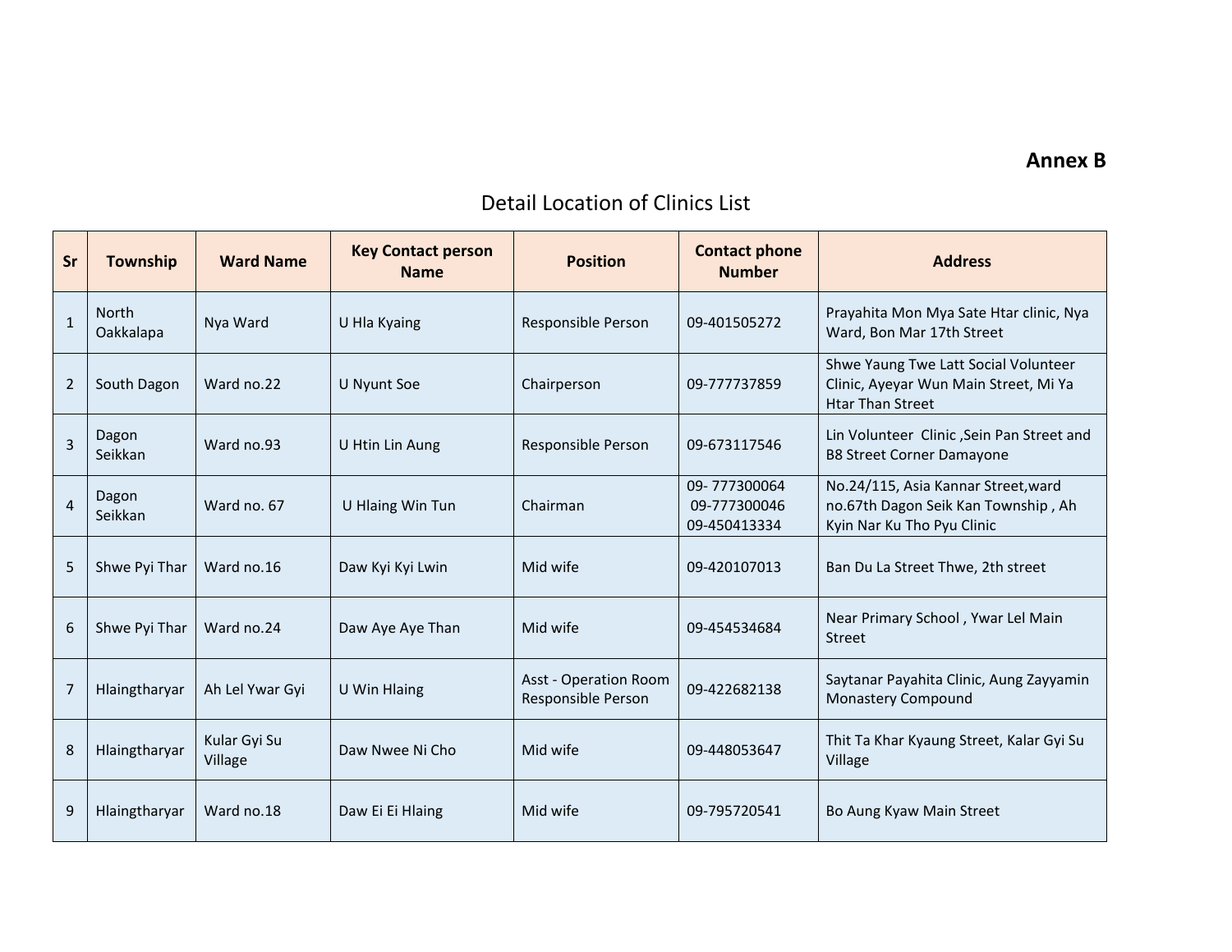**Annex B**

## Detail Location of Clinics List

| Sr | Township | Ward Name | Key Contact person Name | Position | Contact phone Number | Address |
|---|---|---|---|---|---|---|
| 1 | North Oakkalapa | Nya Ward | U Hla Kyaing | Responsible Person | 09-401505272 | Prayahita Mon Mya Sate Htar clinic, Nya Ward, Bon Mar 17th Street |
| 2 | South Dagon | Ward no.22 | U Nyunt Soe | Chairperson | 09-777737859 | Shwe Yaung Twe Latt Social Volunteer Clinic, Ayeyar Wun Main Street, Mi Ya Htar Than Street |
| 3 | Dagon Seikkan | Ward no.93 | U Htin Lin Aung | Responsible Person | 09-673117546 | Lin Volunteer Clinic ,Sein Pan Street and B8 Street Corner Damayone |
| 4 | Dagon Seikkan | Ward no. 67 | U Hlaing Win Tun | Chairman | 09- 777300064 09-777300046 09-450413334 | No.24/115, Asia Kannar Street,ward no.67th Dagon Seik Kan Township , Ah Kyin Nar Ku Tho Pyu Clinic |
| 5 | Shwe Pyi Thar | Ward no.16 | Daw Kyi Kyi Lwin | Mid wife | 09-420107013 | Ban Du La Street Thwe, 2th street |
| 6 | Shwe Pyi Thar | Ward no.24 | Daw Aye Aye Than | Mid wife | 09-454534684 | Near Primary School , Ywar Lel Main Street |
| 7 | Hlaingtharyar | Ah Lel Ywar Gyi | U Win Hlaing | Asst - Operation Room Responsible Person | 09-422682138 | Saytanar Payahita Clinic, Aung Zayyamin Monastery Compound |
| 8 | Hlaingtharyar | Kular Gyi Su Village | Daw Nwee Ni Cho | Mid wife | 09-448053647 | Thit Ta Khar Kyaung Street, Kalar Gyi Su Village |
| 9 | Hlaingtharyar | Ward no.18 | Daw Ei Ei Hlaing | Mid wife | 09-795720541 | Bo Aung Kyaw Main Street |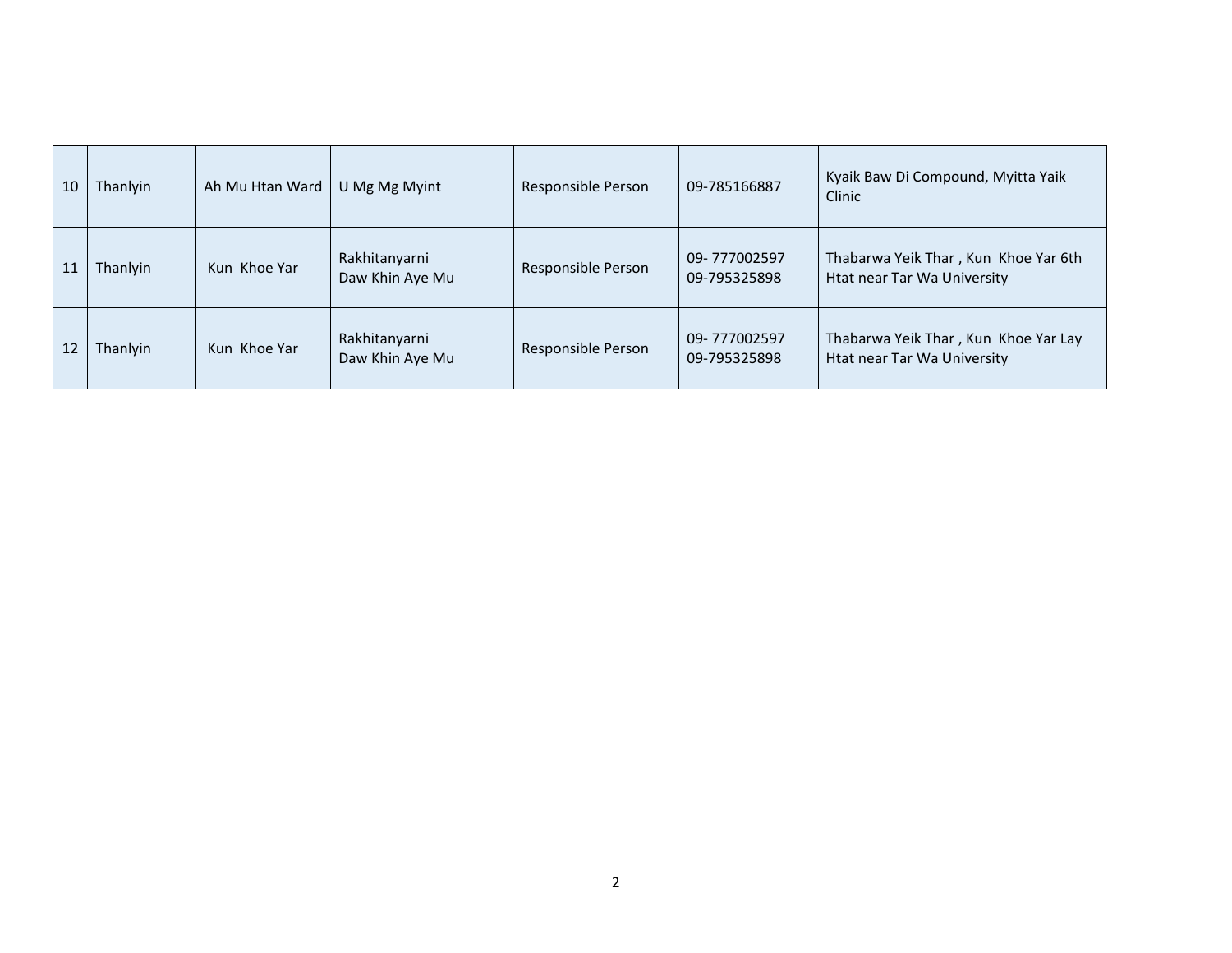| 10 | Thanlyin | Ah Mu Htan Ward | U Mg Mg Myint | Responsible Person | 09-785166887 | Kyaik Baw Di Compound, Myitta Yaik Clinic |
|---|---|---|---|---|---|---|
| 11 | Thanlyin | Kun Khoe Yar | Rakhitanyarni Daw Khin Aye Mu | Responsible Person | 09- 777002597 09-795325898 | Thabarwa Yeik Thar , Kun Khoe Yar 6th Htat near Tar Wa University |
| 12 | Thanlyin | Kun Khoe Yar | Rakhitanyarni Daw Khin Aye Mu | Responsible Person | 09- 777002597 09-795325898 | Thabarwa Yeik Thar , Kun Khoe Yar Lay Htat near Tar Wa University |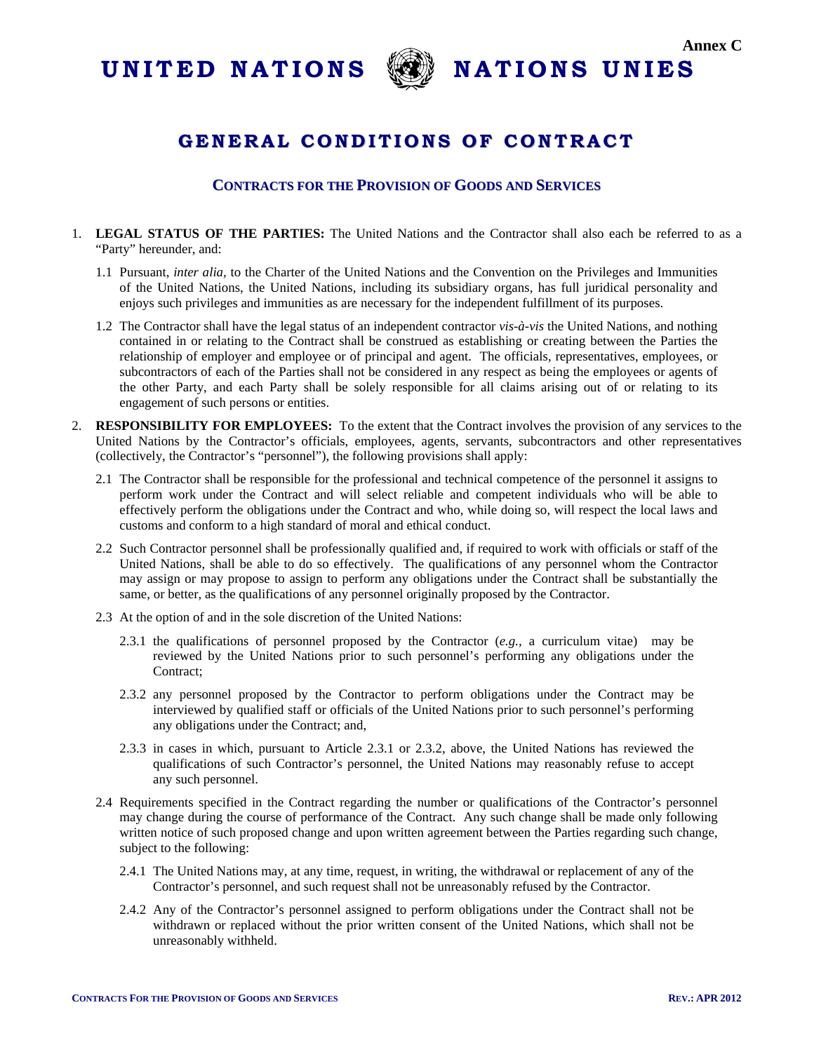Annex C

# UNITED NATIONS NATIONS UNIES

## GENERAL CONDITIONS OF CONTRACT

### CONTRACTS FOR THE PROVISION OF GOODS AND SERVICES

1. **LEGAL STATUS OF THE PARTIES:** The United Nations and the Contractor shall also each be referred to as a "Party" hereunder, and:

   1.1 Pursuant, *inter alia*, to the Charter of the United Nations and the Convention on the Privileges and Immunities of the United Nations, the United Nations, including its subsidiary organs, has full juridical personality and enjoys such privileges and immunities as are necessary for the independent fulfillment of its purposes.

   1.2 The Contractor shall have the legal status of an independent contractor *vis-à-vis* the United Nations, and nothing contained in or relating to the Contract shall be construed as establishing or creating between the Parties the relationship of employer and employee or of principal and agent. The officials, representatives, employees, or subcontractors of each of the Parties shall not be considered in any respect as being the employees or agents of the other Party, and each Party shall be solely responsible for all claims arising out of or relating to its engagement of such persons or entities.

2. **RESPONSIBILITY FOR EMPLOYEES:** To the extent that the Contract involves the provision of any services to the United Nations by the Contractor's officials, employees, agents, servants, subcontractors and other representatives (collectively, the Contractor's "personnel"), the following provisions shall apply:

   2.1 The Contractor shall be responsible for the professional and technical competence of the personnel it assigns to perform work under the Contract and will select reliable and competent individuals who will be able to effectively perform the obligations under the Contract and who, while doing so, will respect the local laws and customs and conform to a high standard of moral and ethical conduct.

   2.2 Such Contractor personnel shall be professionally qualified and, if required to work with officials or staff of the United Nations, shall be able to do so effectively. The qualifications of any personnel whom the Contractor may assign or may propose to assign to perform any obligations under the Contract shall be substantially the same, or better, as the qualifications of any personnel originally proposed by the Contractor.

   2.3 At the option of and in the sole discretion of the United Nations:

      2.3.1 the qualifications of personnel proposed by the Contractor (*e.g.,* a curriculum vitae) may be reviewed by the United Nations prior to such personnel's performing any obligations under the Contract;

      2.3.2 any personnel proposed by the Contractor to perform obligations under the Contract may be interviewed by qualified staff or officials of the United Nations prior to such personnel's performing any obligations under the Contract; and,

      2.3.3 in cases in which, pursuant to Article 2.3.1 or 2.3.2, above, the United Nations has reviewed the qualifications of such Contractor's personnel, the United Nations may reasonably refuse to accept any such personnel.

   2.4 Requirements specified in the Contract regarding the number or qualifications of the Contractor's personnel may change during the course of performance of the Contract. Any such change shall be made only following written notice of such proposed change and upon written agreement between the Parties regarding such change, subject to the following:

      2.4.1 The United Nations may, at any time, request, in writing, the withdrawal or replacement of any of the Contractor's personnel, and such request shall not be unreasonably refused by the Contractor.

      2.4.2 Any of the Contractor's personnel assigned to perform obligations under the Contract shall not be withdrawn or replaced without the prior written consent of the United Nations, which shall not be unreasonably withheld.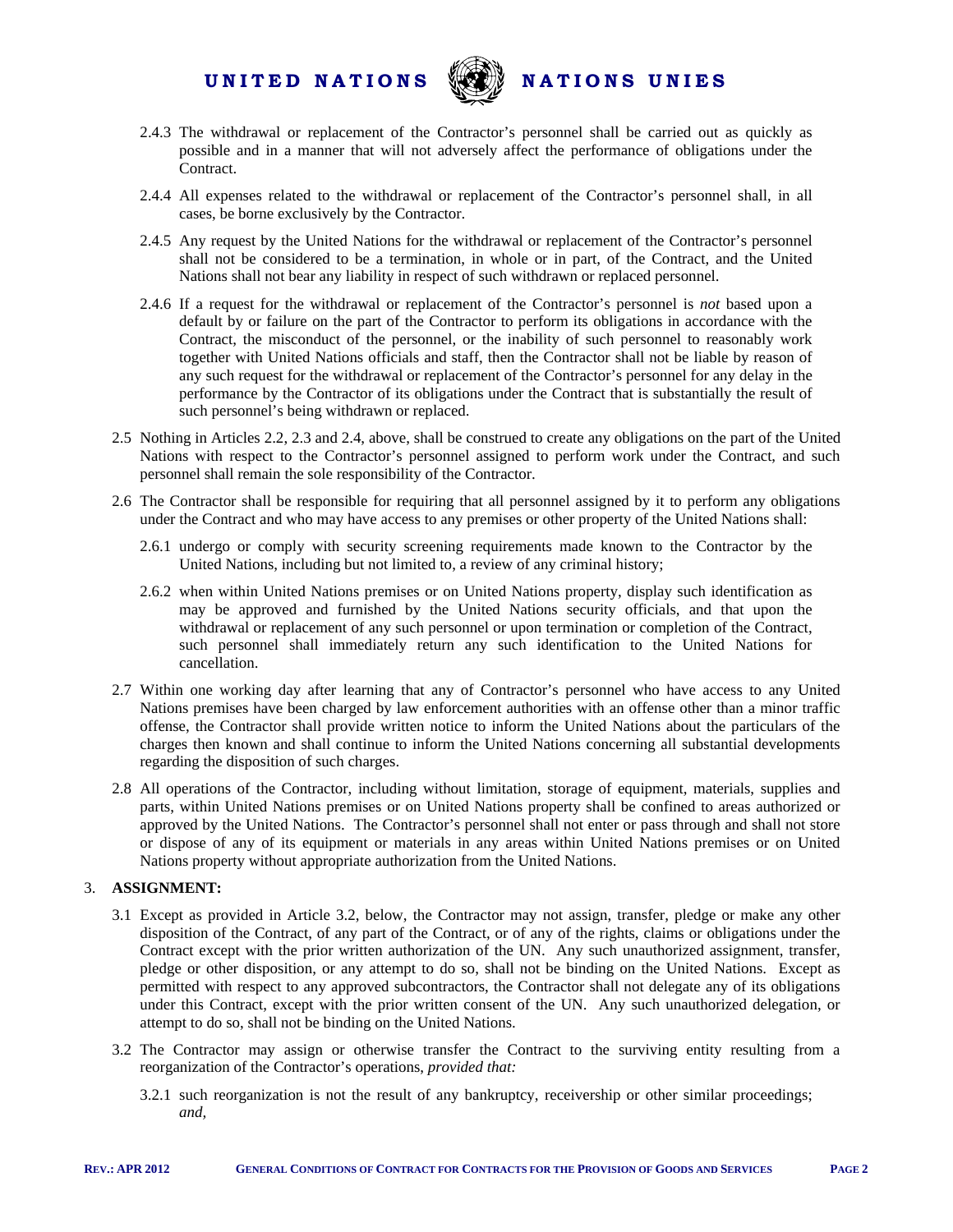2.4.3 The withdrawal or replacement of the Contractor's personnel shall be carried out as quickly as possible and in a manner that will not adversely affect the performance of obligations under the Contract.

2.4.4 All expenses related to the withdrawal or replacement of the Contractor's personnel shall, in all cases, be borne exclusively by the Contractor.

2.4.5 Any request by the United Nations for the withdrawal or replacement of the Contractor's personnel shall not be considered to be a termination, in whole or in part, of the Contract, and the United Nations shall not bear any liability in respect of such withdrawn or replaced personnel.

2.4.6 If a request for the withdrawal or replacement of the Contractor's personnel is *not* based upon a default by or failure on the part of the Contractor to perform its obligations in accordance with the Contract, the misconduct of the personnel, or the inability of such personnel to reasonably work together with United Nations officials and staff, then the Contractor shall not be liable by reason of any such request for the withdrawal or replacement of the Contractor's personnel for any delay in the performance by the Contractor of its obligations under the Contract that is substantially the result of such personnel's being withdrawn or replaced.

2.5 Nothing in Articles 2.2, 2.3 and 2.4, above, shall be construed to create any obligations on the part of the United Nations with respect to the Contractor's personnel assigned to perform work under the Contract, and such personnel shall remain the sole responsibility of the Contractor.

2.6 The Contractor shall be responsible for requiring that all personnel assigned by it to perform any obligations under the Contract and who may have access to any premises or other property of the United Nations shall:

2.6.1 undergo or comply with security screening requirements made known to the Contractor by the United Nations, including but not limited to, a review of any criminal history;

2.6.2 when within United Nations premises or on United Nations property, display such identification as may be approved and furnished by the United Nations security officials, and that upon the withdrawal or replacement of any such personnel or upon termination or completion of the Contract, such personnel shall immediately return any such identification to the United Nations for cancellation.

2.7 Within one working day after learning that any of Contractor's personnel who have access to any United Nations premises have been charged by law enforcement authorities with an offense other than a minor traffic offense, the Contractor shall provide written notice to inform the United Nations about the particulars of the charges then known and shall continue to inform the United Nations concerning all substantial developments regarding the disposition of such charges.

2.8 All operations of the Contractor, including without limitation, storage of equipment, materials, supplies and parts, within United Nations premises or on United Nations property shall be confined to areas authorized or approved by the United Nations. The Contractor's personnel shall not enter or pass through and shall not store or dispose of any of its equipment or materials in any areas within United Nations premises or on United Nations property without appropriate authorization from the United Nations.

3. **ASSIGNMENT:**

3.1 Except as provided in Article 3.2, below, the Contractor may not assign, transfer, pledge or make any other disposition of the Contract, of any part of the Contract, or of any of the rights, claims or obligations under the Contract except with the prior written authorization of the UN. Any such unauthorized assignment, transfer, pledge or other disposition, or any attempt to do so, shall not be binding on the United Nations. Except as permitted with respect to any approved subcontractors, the Contractor shall not delegate any of its obligations under this Contract, except with the prior written consent of the UN. Any such unauthorized delegation, or attempt to do so, shall not be binding on the United Nations.

3.2 The Contractor may assign or otherwise transfer the Contract to the surviving entity resulting from a reorganization of the Contractor's operations, *provided that:*

3.2.1 such reorganization is not the result of any bankruptcy, receivership or other similar proceedings; *and,*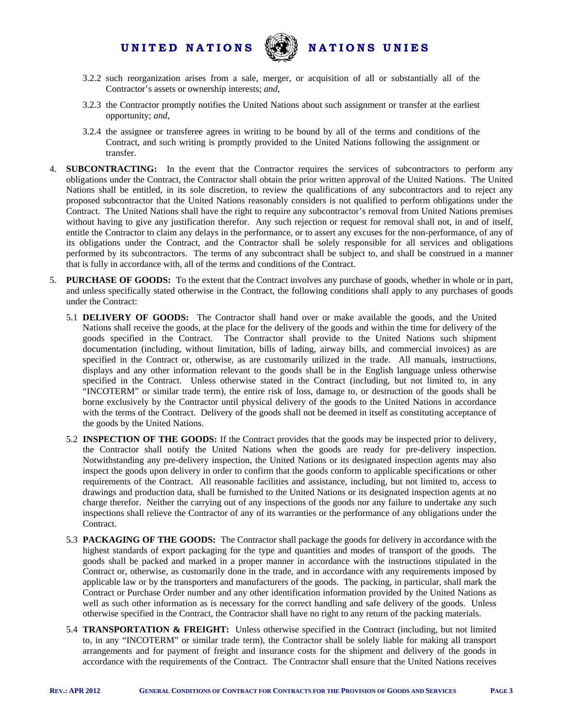3.2.2 such reorganization arises from a sale, merger, or acquisition of all or substantially all of the Contractor's assets or ownership interests; *and*,

3.2.3 the Contractor promptly notifies the United Nations about such assignment or transfer at the earliest opportunity; *and*,

3.2.4 the assignee or transferee agrees in writing to be bound by all of the terms and conditions of the Contract, and such writing is promptly provided to the United Nations following the assignment or transfer.

4. **SUBCONTRACTING:** In the event that the Contractor requires the services of subcontractors to perform any obligations under the Contract, the Contractor shall obtain the prior written approval of the United Nations. The United Nations shall be entitled, in its sole discretion, to review the qualifications of any subcontractors and to reject any proposed subcontractor that the United Nations reasonably considers is not qualified to perform obligations under the Contract. The United Nations shall have the right to require any subcontractor's removal from United Nations premises without having to give any justification therefor. Any such rejection or request for removal shall not, in and of itself, entitle the Contractor to claim any delays in the performance, or to assert any excuses for the non-performance, of any of its obligations under the Contract, and the Contractor shall be solely responsible for all services and obligations performed by its subcontractors. The terms of any subcontract shall be subject to, and shall be construed in a manner that is fully in accordance with, all of the terms and conditions of the Contract.

5. **PURCHASE OF GOODS:** To the extent that the Contract involves any purchase of goods, whether in whole or in part, and unless specifically stated otherwise in the Contract, the following conditions shall apply to any purchases of goods under the Contract:

5.1 **DELIVERY OF GOODS:** The Contractor shall hand over or make available the goods, and the United Nations shall receive the goods, at the place for the delivery of the goods and within the time for delivery of the goods specified in the Contract. The Contractor shall provide to the United Nations such shipment documentation (including, without limitation, bills of lading, airway bills, and commercial invoices) as are specified in the Contract or, otherwise, as are customarily utilized in the trade. All manuals, instructions, displays and any other information relevant to the goods shall be in the English language unless otherwise specified in the Contract. Unless otherwise stated in the Contract (including, but not limited to, in any "INCOTERM" or similar trade term), the entire risk of loss, damage to, or destruction of the goods shall be borne exclusively by the Contractor until physical delivery of the goods to the United Nations in accordance with the terms of the Contract. Delivery of the goods shall not be deemed in itself as constituting acceptance of the goods by the United Nations.

5.2 **INSPECTION OF THE GOODS:** If the Contract provides that the goods may be inspected prior to delivery, the Contractor shall notify the United Nations when the goods are ready for pre-delivery inspection. Notwithstanding any pre-delivery inspection, the United Nations or its designated inspection agents may also inspect the goods upon delivery in order to confirm that the goods conform to applicable specifications or other requirements of the Contract. All reasonable facilities and assistance, including, but not limited to, access to drawings and production data, shall be furnished to the United Nations or its designated inspection agents at no charge therefor. Neither the carrying out of any inspections of the goods nor any failure to undertake any such inspections shall relieve the Contractor of any of its warranties or the performance of any obligations under the Contract.

5.3 **PACKAGING OF THE GOODS:** The Contractor shall package the goods for delivery in accordance with the highest standards of export packaging for the type and quantities and modes of transport of the goods. The goods shall be packed and marked in a proper manner in accordance with the instructions stipulated in the Contract or, otherwise, as customarily done in the trade, and in accordance with any requirements imposed by applicable law or by the transporters and manufacturers of the goods. The packing, in particular, shall mark the Contract or Purchase Order number and any other identification information provided by the United Nations as well as such other information as is necessary for the correct handling and safe delivery of the goods. Unless otherwise specified in the Contract, the Contractor shall have no right to any return of the packing materials.

5.4 **TRANSPORTATION & FREIGHT:** Unless otherwise specified in the Contract (including, but not limited to, in any "INCOTERM" or similar trade term), the Contractor shall be solely liable for making all transport arrangements and for payment of freight and insurance costs for the shipment and delivery of the goods in accordance with the requirements of the Contract. The Contractor shall ensure that the United Nations receives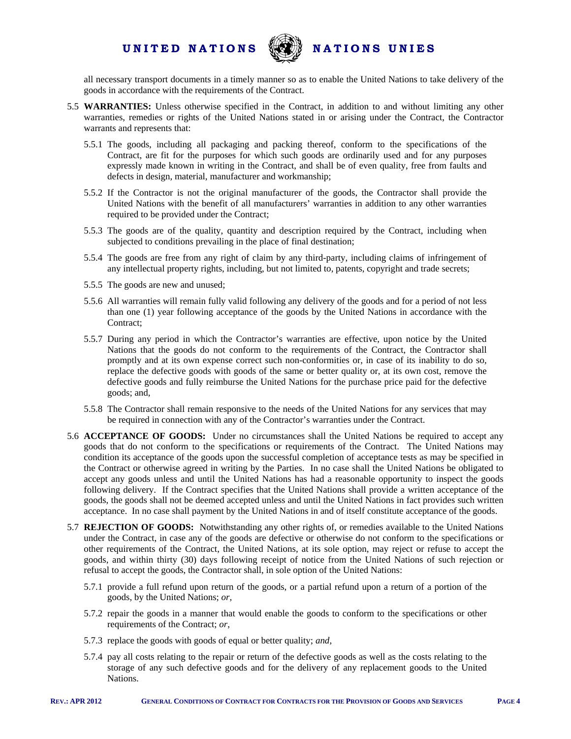all necessary transport documents in a timely manner so as to enable the United Nations to take delivery of the goods in accordance with the requirements of the Contract.

5.5 **WARRANTIES:** Unless otherwise specified in the Contract, in addition to and without limiting any other warranties, remedies or rights of the United Nations stated in or arising under the Contract, the Contractor warrants and represents that:

5.5.1 The goods, including all packaging and packing thereof, conform to the specifications of the Contract, are fit for the purposes for which such goods are ordinarily used and for any purposes expressly made known in writing in the Contract, and shall be of even quality, free from faults and defects in design, material, manufacturer and workmanship;

5.5.2 If the Contractor is not the original manufacturer of the goods, the Contractor shall provide the United Nations with the benefit of all manufacturers' warranties in addition to any other warranties required to be provided under the Contract;

5.5.3 The goods are of the quality, quantity and description required by the Contract, including when subjected to conditions prevailing in the place of final destination;

5.5.4 The goods are free from any right of claim by any third-party, including claims of infringement of any intellectual property rights, including, but not limited to, patents, copyright and trade secrets;

5.5.5 The goods are new and unused;

5.5.6 All warranties will remain fully valid following any delivery of the goods and for a period of not less than one (1) year following acceptance of the goods by the United Nations in accordance with the Contract;

5.5.7 During any period in which the Contractor's warranties are effective, upon notice by the United Nations that the goods do not conform to the requirements of the Contract, the Contractor shall promptly and at its own expense correct such non-conformities or, in case of its inability to do so, replace the defective goods with goods of the same or better quality or, at its own cost, remove the defective goods and fully reimburse the United Nations for the purchase price paid for the defective goods; and,

5.5.8 The Contractor shall remain responsive to the needs of the United Nations for any services that may be required in connection with any of the Contractor's warranties under the Contract.

5.6 **ACCEPTANCE OF GOODS:** Under no circumstances shall the United Nations be required to accept any goods that do not conform to the specifications or requirements of the Contract. The United Nations may condition its acceptance of the goods upon the successful completion of acceptance tests as may be specified in the Contract or otherwise agreed in writing by the Parties. In no case shall the United Nations be obligated to accept any goods unless and until the United Nations has had a reasonable opportunity to inspect the goods following delivery. If the Contract specifies that the United Nations shall provide a written acceptance of the goods, the goods shall not be deemed accepted unless and until the United Nations in fact provides such written acceptance. In no case shall payment by the United Nations in and of itself constitute acceptance of the goods.

5.7 **REJECTION OF GOODS:** Notwithstanding any other rights of, or remedies available to the United Nations under the Contract, in case any of the goods are defective or otherwise do not conform to the specifications or other requirements of the Contract, the United Nations, at its sole option, may reject or refuse to accept the goods, and within thirty (30) days following receipt of notice from the United Nations of such rejection or refusal to accept the goods, the Contractor shall, in sole option of the United Nations:

5.7.1 provide a full refund upon return of the goods, or a partial refund upon a return of a portion of the goods, by the United Nations; *or*,

5.7.2 repair the goods in a manner that would enable the goods to conform to the specifications or other requirements of the Contract; *or*,

5.7.3 replace the goods with goods of equal or better quality; *and*,

5.7.4 pay all costs relating to the repair or return of the defective goods as well as the costs relating to the storage of any such defective goods and for the delivery of any replacement goods to the United Nations.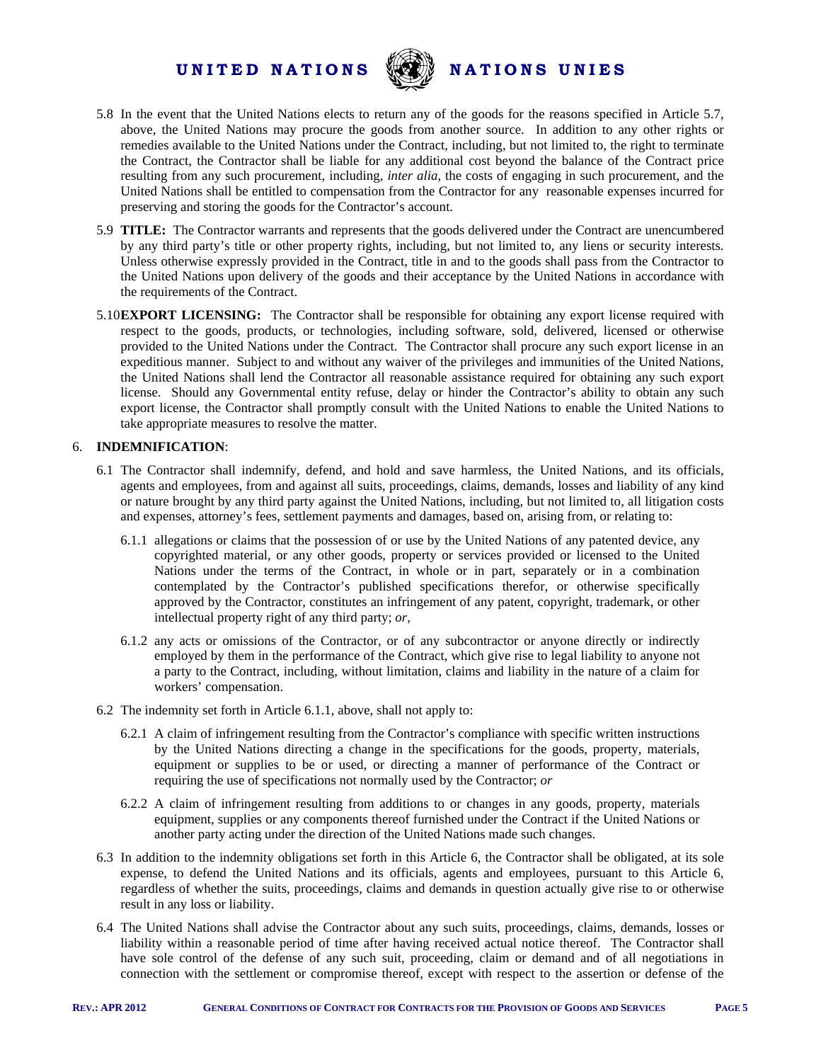5.8 In the event that the United Nations elects to return any of the goods for the reasons specified in Article 5.7, above, the United Nations may procure the goods from another source. In addition to any other rights or remedies available to the United Nations under the Contract, including, but not limited to, the right to terminate the Contract, the Contractor shall be liable for any additional cost beyond the balance of the Contract price resulting from any such procurement, including, *inter alia*, the costs of engaging in such procurement, and the United Nations shall be entitled to compensation from the Contractor for any reasonable expenses incurred for preserving and storing the goods for the Contractor's account.

5.9 **TITLE:** The Contractor warrants and represents that the goods delivered under the Contract are unencumbered by any third party's title or other property rights, including, but not limited to, any liens or security interests. Unless otherwise expressly provided in the Contract, title in and to the goods shall pass from the Contractor to the United Nations upon delivery of the goods and their acceptance by the United Nations in accordance with the requirements of the Contract.

5.10 **EXPORT LICENSING:** The Contractor shall be responsible for obtaining any export license required with respect to the goods, products, or technologies, including software, sold, delivered, licensed or otherwise provided to the United Nations under the Contract. The Contractor shall procure any such export license in an expeditious manner. Subject to and without any waiver of the privileges and immunities of the United Nations, the United Nations shall lend the Contractor all reasonable assistance required for obtaining any such export license. Should any Governmental entity refuse, delay or hinder the Contractor's ability to obtain any such export license, the Contractor shall promptly consult with the United Nations to enable the United Nations to take appropriate measures to resolve the matter.

6. **INDEMNIFICATION**:

6.1 The Contractor shall indemnify, defend, and hold and save harmless, the United Nations, and its officials, agents and employees, from and against all suits, proceedings, claims, demands, losses and liability of any kind or nature brought by any third party against the United Nations, including, but not limited to, all litigation costs and expenses, attorney's fees, settlement payments and damages, based on, arising from, or relating to:

6.1.1 allegations or claims that the possession of or use by the United Nations of any patented device, any copyrighted material, or any other goods, property or services provided or licensed to the United Nations under the terms of the Contract, in whole or in part, separately or in a combination contemplated by the Contractor's published specifications therefor, or otherwise specifically approved by the Contractor, constitutes an infringement of any patent, copyright, trademark, or other intellectual property right of any third party; *or*,

6.1.2 any acts or omissions of the Contractor, or of any subcontractor or anyone directly or indirectly employed by them in the performance of the Contract, which give rise to legal liability to anyone not a party to the Contract, including, without limitation, claims and liability in the nature of a claim for workers' compensation.

6.2 The indemnity set forth in Article 6.1.1, above, shall not apply to:

6.2.1 A claim of infringement resulting from the Contractor's compliance with specific written instructions by the United Nations directing a change in the specifications for the goods, property, materials, equipment or supplies to be or used, or directing a manner of performance of the Contract or requiring the use of specifications not normally used by the Contractor; *or*

6.2.2 A claim of infringement resulting from additions to or changes in any goods, property, materials equipment, supplies or any components thereof furnished under the Contract if the United Nations or another party acting under the direction of the United Nations made such changes.

6.3 In addition to the indemnity obligations set forth in this Article 6, the Contractor shall be obligated, at its sole expense, to defend the United Nations and its officials, agents and employees, pursuant to this Article 6, regardless of whether the suits, proceedings, claims and demands in question actually give rise to or otherwise result in any loss or liability.

6.4 The United Nations shall advise the Contractor about any such suits, proceedings, claims, demands, losses or liability within a reasonable period of time after having received actual notice thereof. The Contractor shall have sole control of the defense of any such suit, proceeding, claim or demand and of all negotiations in connection with the settlement or compromise thereof, except with respect to the assertion or defense of the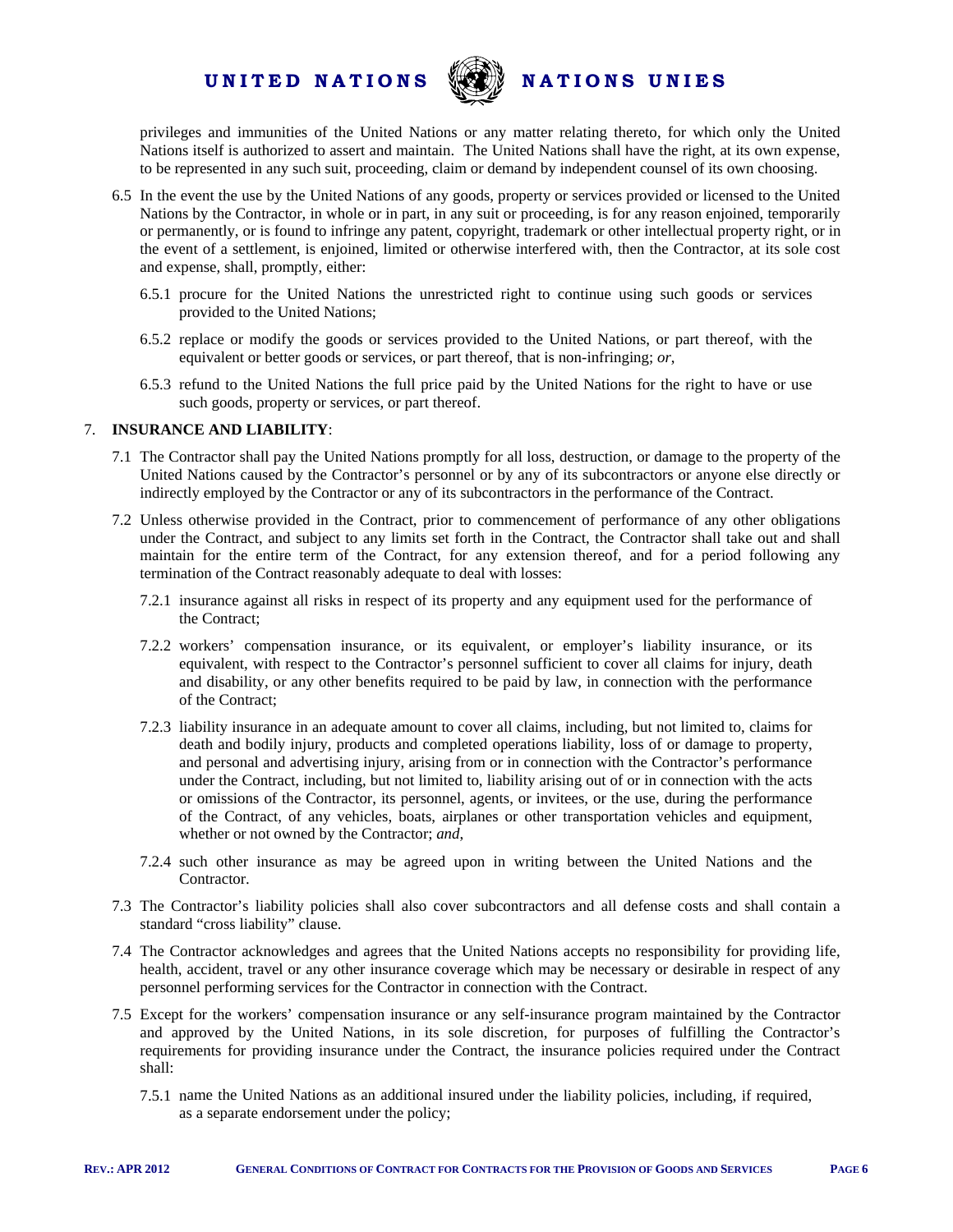privileges and immunities of the United Nations or any matter relating thereto, for which only the United Nations itself is authorized to assert and maintain. The United Nations shall have the right, at its own expense, to be represented in any such suit, proceeding, claim or demand by independent counsel of its own choosing.

6.5 In the event the use by the United Nations of any goods, property or services provided or licensed to the United Nations by the Contractor, in whole or in part, in any suit or proceeding, is for any reason enjoined, temporarily or permanently, or is found to infringe any patent, copyright, trademark or other intellectual property right, or in the event of a settlement, is enjoined, limited or otherwise interfered with, then the Contractor, at its sole cost and expense, shall, promptly, either:

6.5.1 procure for the United Nations the unrestricted right to continue using such goods or services provided to the United Nations;

6.5.2 replace or modify the goods or services provided to the United Nations, or part thereof, with the equivalent or better goods or services, or part thereof, that is non-infringing; *or*,

6.5.3 refund to the United Nations the full price paid by the United Nations for the right to have or use such goods, property or services, or part thereof.

## 7. **INSURANCE AND LIABILITY**:

7.1 The Contractor shall pay the United Nations promptly for all loss, destruction, or damage to the property of the United Nations caused by the Contractor's personnel or by any of its subcontractors or anyone else directly or indirectly employed by the Contractor or any of its subcontractors in the performance of the Contract.

7.2 Unless otherwise provided in the Contract, prior to commencement of performance of any other obligations under the Contract, and subject to any limits set forth in the Contract, the Contractor shall take out and shall maintain for the entire term of the Contract, for any extension thereof, and for a period following any termination of the Contract reasonably adequate to deal with losses:

7.2.1 insurance against all risks in respect of its property and any equipment used for the performance of the Contract;

7.2.2 workers' compensation insurance, or its equivalent, or employer's liability insurance, or its equivalent, with respect to the Contractor's personnel sufficient to cover all claims for injury, death and disability, or any other benefits required to be paid by law, in connection with the performance of the Contract;

7.2.3 liability insurance in an adequate amount to cover all claims, including, but not limited to, claims for death and bodily injury, products and completed operations liability, loss of or damage to property, and personal and advertising injury, arising from or in connection with the Contractor's performance under the Contract, including, but not limited to, liability arising out of or in connection with the acts or omissions of the Contractor, its personnel, agents, or invitees, or the use, during the performance of the Contract, of any vehicles, boats, airplanes or other transportation vehicles and equipment, whether or not owned by the Contractor; *and*,

7.2.4 such other insurance as may be agreed upon in writing between the United Nations and the Contractor.

7.3 The Contractor's liability policies shall also cover subcontractors and all defense costs and shall contain a standard "cross liability" clause.

7.4 The Contractor acknowledges and agrees that the United Nations accepts no responsibility for providing life, health, accident, travel or any other insurance coverage which may be necessary or desirable in respect of any personnel performing services for the Contractor in connection with the Contract.

7.5 Except for the workers' compensation insurance or any self-insurance program maintained by the Contractor and approved by the United Nations, in its sole discretion, for purposes of fulfilling the Contractor's requirements for providing insurance under the Contract, the insurance policies required under the Contract shall:

7.5.1 name the United Nations as an additional insured under the liability policies, including, if required, as a separate endorsement under the policy;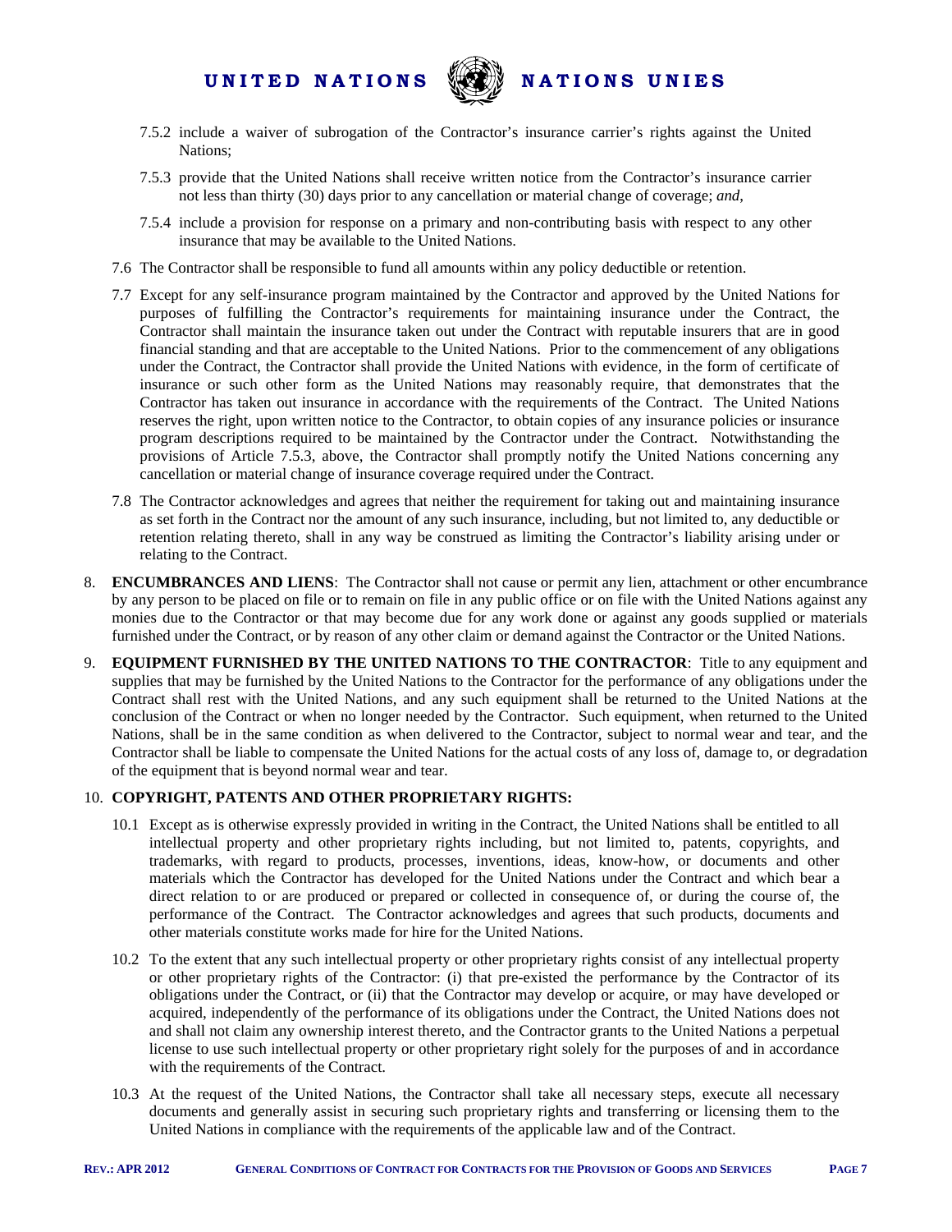7.5.2 include a waiver of subrogation of the Contractor's insurance carrier's rights against the United Nations;

7.5.3 provide that the United Nations shall receive written notice from the Contractor's insurance carrier not less than thirty (30) days prior to any cancellation or material change of coverage; *and*,

7.5.4 include a provision for response on a primary and non-contributing basis with respect to any other insurance that may be available to the United Nations.

7.6 The Contractor shall be responsible to fund all amounts within any policy deductible or retention.

7.7 Except for any self-insurance program maintained by the Contractor and approved by the United Nations for purposes of fulfilling the Contractor's requirements for maintaining insurance under the Contract, the Contractor shall maintain the insurance taken out under the Contract with reputable insurers that are in good financial standing and that are acceptable to the United Nations. Prior to the commencement of any obligations under the Contract, the Contractor shall provide the United Nations with evidence, in the form of certificate of insurance or such other form as the United Nations may reasonably require, that demonstrates that the Contractor has taken out insurance in accordance with the requirements of the Contract. The United Nations reserves the right, upon written notice to the Contractor, to obtain copies of any insurance policies or insurance program descriptions required to be maintained by the Contractor under the Contract. Notwithstanding the provisions of Article 7.5.3, above, the Contractor shall promptly notify the United Nations concerning any cancellation or material change of insurance coverage required under the Contract.

7.8 The Contractor acknowledges and agrees that neither the requirement for taking out and maintaining insurance as set forth in the Contract nor the amount of any such insurance, including, but not limited to, any deductible or retention relating thereto, shall in any way be construed as limiting the Contractor's liability arising under or relating to the Contract.

8. **ENCUMBRANCES AND LIENS**: The Contractor shall not cause or permit any lien, attachment or other encumbrance by any person to be placed on file or to remain on file in any public office or on file with the United Nations against any monies due to the Contractor or that may become due for any work done or against any goods supplied or materials furnished under the Contract, or by reason of any other claim or demand against the Contractor or the United Nations.

9. **EQUIPMENT FURNISHED BY THE UNITED NATIONS TO THE CONTRACTOR**: Title to any equipment and supplies that may be furnished by the United Nations to the Contractor for the performance of any obligations under the Contract shall rest with the United Nations, and any such equipment shall be returned to the United Nations at the conclusion of the Contract or when no longer needed by the Contractor. Such equipment, when returned to the United Nations, shall be in the same condition as when delivered to the Contractor, subject to normal wear and tear, and the Contractor shall be liable to compensate the United Nations for the actual costs of any loss of, damage to, or degradation of the equipment that is beyond normal wear and tear.

10. **COPYRIGHT, PATENTS AND OTHER PROPRIETARY RIGHTS:**

10.1 Except as is otherwise expressly provided in writing in the Contract, the United Nations shall be entitled to all intellectual property and other proprietary rights including, but not limited to, patents, copyrights, and trademarks, with regard to products, processes, inventions, ideas, know-how, or documents and other materials which the Contractor has developed for the United Nations under the Contract and which bear a direct relation to or are produced or prepared or collected in consequence of, or during the course of, the performance of the Contract. The Contractor acknowledges and agrees that such products, documents and other materials constitute works made for hire for the United Nations.

10.2 To the extent that any such intellectual property or other proprietary rights consist of any intellectual property or other proprietary rights of the Contractor: (i) that pre-existed the performance by the Contractor of its obligations under the Contract, or (ii) that the Contractor may develop or acquire, or may have developed or acquired, independently of the performance of its obligations under the Contract, the United Nations does not and shall not claim any ownership interest thereto, and the Contractor grants to the United Nations a perpetual license to use such intellectual property or other proprietary right solely for the purposes of and in accordance with the requirements of the Contract.

10.3 At the request of the United Nations, the Contractor shall take all necessary steps, execute all necessary documents and generally assist in securing such proprietary rights and transferring or licensing them to the United Nations in compliance with the requirements of the applicable law and of the Contract.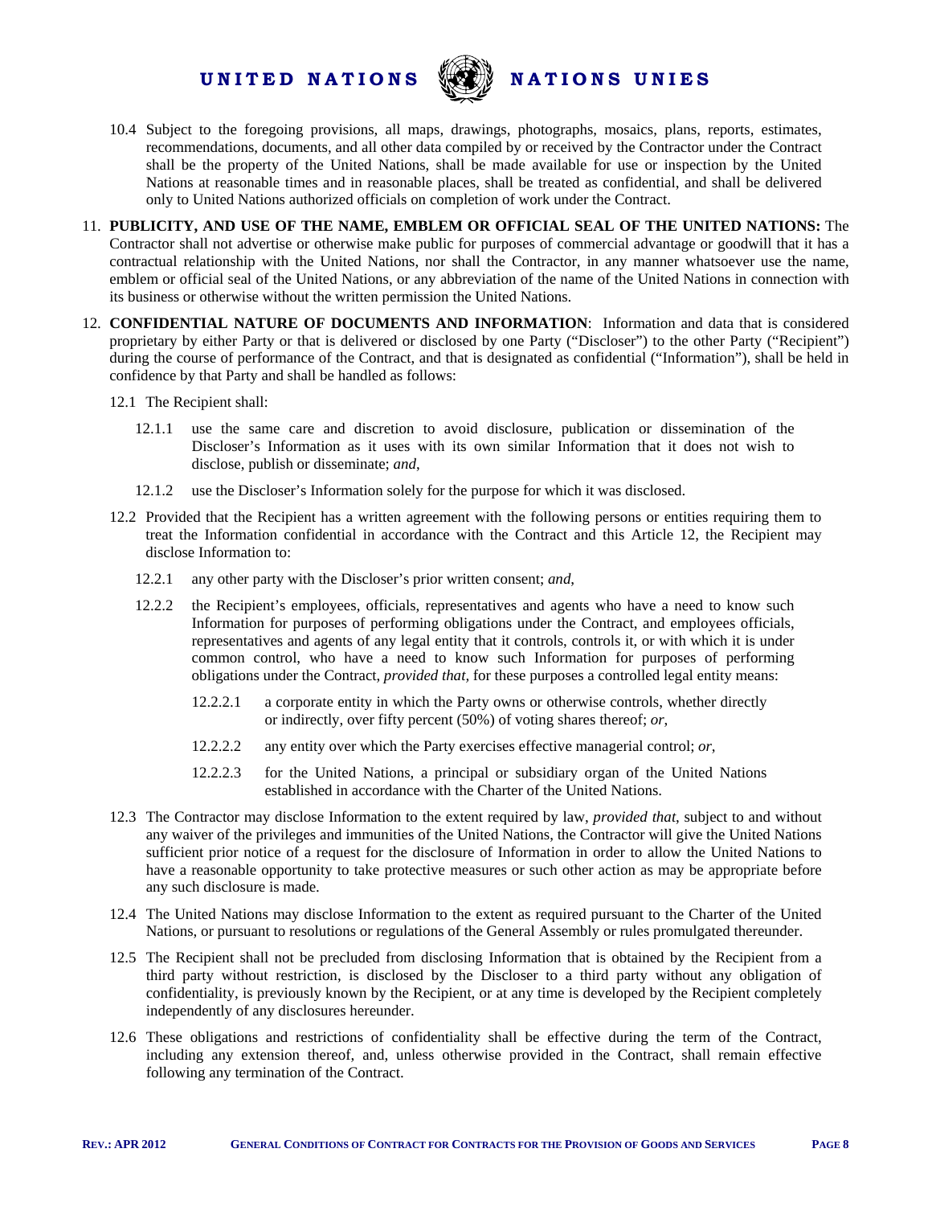10.4 Subject to the foregoing provisions, all maps, drawings, photographs, mosaics, plans, reports, estimates, recommendations, documents, and all other data compiled by or received by the Contractor under the Contract shall be the property of the United Nations, shall be made available for use or inspection by the United Nations at reasonable times and in reasonable places, shall be treated as confidential, and shall be delivered only to United Nations authorized officials on completion of work under the Contract.

11. **PUBLICITY, AND USE OF THE NAME, EMBLEM OR OFFICIAL SEAL OF THE UNITED NATIONS:** The Contractor shall not advertise or otherwise make public for purposes of commercial advantage or goodwill that it has a contractual relationship with the United Nations, nor shall the Contractor, in any manner whatsoever use the name, emblem or official seal of the United Nations, or any abbreviation of the name of the United Nations in connection with its business or otherwise without the written permission the United Nations.

12. **CONFIDENTIAL NATURE OF DOCUMENTS AND INFORMATION**: Information and data that is considered proprietary by either Party or that is delivered or disclosed by one Party ("Discloser") to the other Party ("Recipient") during the course of performance of the Contract, and that is designated as confidential ("Information"), shall be held in confidence by that Party and shall be handled as follows:

12.1 The Recipient shall:

12.1.1 use the same care and discretion to avoid disclosure, publication or dissemination of the Discloser's Information as it uses with its own similar Information that it does not wish to disclose, publish or disseminate; *and*,

12.1.2 use the Discloser's Information solely for the purpose for which it was disclosed.

12.2 Provided that the Recipient has a written agreement with the following persons or entities requiring them to treat the Information confidential in accordance with the Contract and this Article 12, the Recipient may disclose Information to:

12.2.1 any other party with the Discloser's prior written consent; *and*,

12.2.2 the Recipient's employees, officials, representatives and agents who have a need to know such Information for purposes of performing obligations under the Contract, and employees officials, representatives and agents of any legal entity that it controls, controls it, or with which it is under common control, who have a need to know such Information for purposes of performing obligations under the Contract, *provided that,* for these purposes a controlled legal entity means:

12.2.2.1 a corporate entity in which the Party owns or otherwise controls, whether directly or indirectly, over fifty percent (50%) of voting shares thereof; *or*,

12.2.2.2 any entity over which the Party exercises effective managerial control; *or*,

12.2.2.3 for the United Nations, a principal or subsidiary organ of the United Nations established in accordance with the Charter of the United Nations.

12.3 The Contractor may disclose Information to the extent required by law, *provided that*, subject to and without any waiver of the privileges and immunities of the United Nations, the Contractor will give the United Nations sufficient prior notice of a request for the disclosure of Information in order to allow the United Nations to have a reasonable opportunity to take protective measures or such other action as may be appropriate before any such disclosure is made.

12.4 The United Nations may disclose Information to the extent as required pursuant to the Charter of the United Nations, or pursuant to resolutions or regulations of the General Assembly or rules promulgated thereunder.

12.5 The Recipient shall not be precluded from disclosing Information that is obtained by the Recipient from a third party without restriction, is disclosed by the Discloser to a third party without any obligation of confidentiality, is previously known by the Recipient, or at any time is developed by the Recipient completely independently of any disclosures hereunder.

12.6 These obligations and restrictions of confidentiality shall be effective during the term of the Contract, including any extension thereof, and, unless otherwise provided in the Contract, shall remain effective following any termination of the Contract.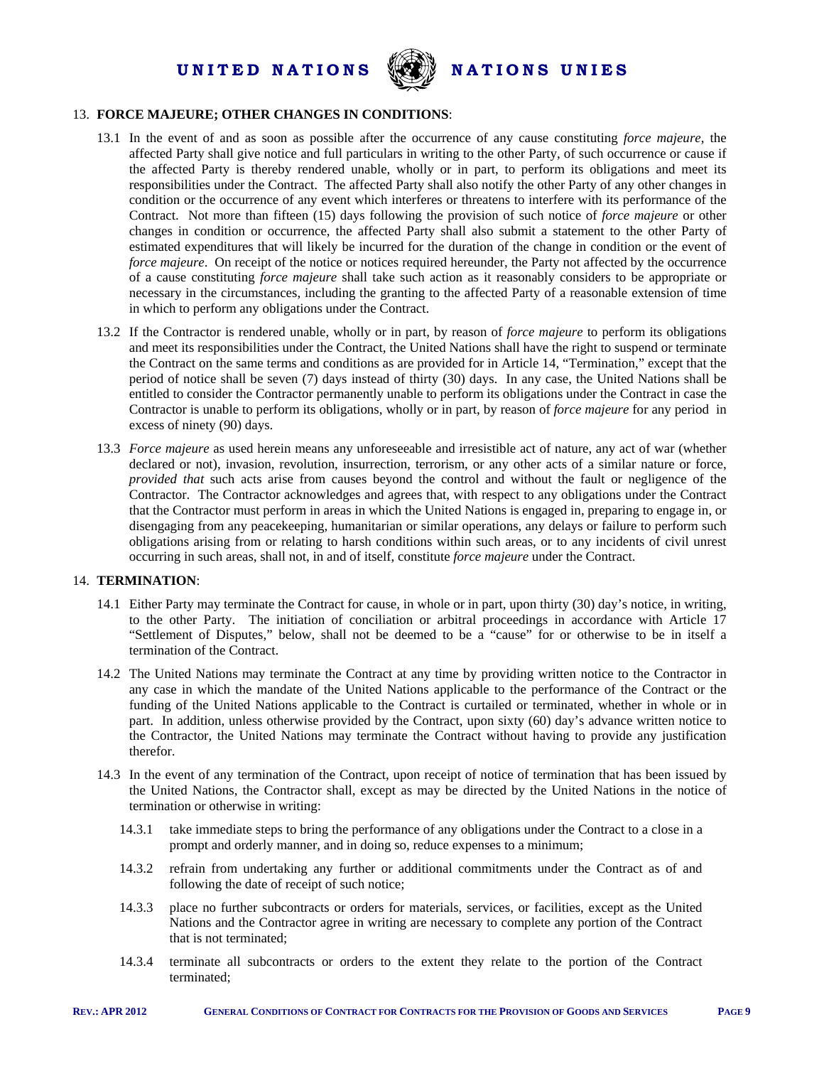## 13. **FORCE MAJEURE; OTHER CHANGES IN CONDITIONS**:

13.1 In the event of and as soon as possible after the occurrence of any cause constituting *force majeure*, the affected Party shall give notice and full particulars in writing to the other Party, of such occurrence or cause if the affected Party is thereby rendered unable, wholly or in part, to perform its obligations and meet its responsibilities under the Contract. The affected Party shall also notify the other Party of any other changes in condition or the occurrence of any event which interferes or threatens to interfere with its performance of the Contract. Not more than fifteen (15) days following the provision of such notice of *force majeure* or other changes in condition or occurrence, the affected Party shall also submit a statement to the other Party of estimated expenditures that will likely be incurred for the duration of the change in condition or the event of *force majeure*. On receipt of the notice or notices required hereunder, the Party not affected by the occurrence of a cause constituting *force majeure* shall take such action as it reasonably considers to be appropriate or necessary in the circumstances, including the granting to the affected Party of a reasonable extension of time in which to perform any obligations under the Contract.

13.2 If the Contractor is rendered unable, wholly or in part, by reason of *force majeure* to perform its obligations and meet its responsibilities under the Contract, the United Nations shall have the right to suspend or terminate the Contract on the same terms and conditions as are provided for in Article 14, "Termination," except that the period of notice shall be seven (7) days instead of thirty (30) days. In any case, the United Nations shall be entitled to consider the Contractor permanently unable to perform its obligations under the Contract in case the Contractor is unable to perform its obligations, wholly or in part, by reason of *force majeure* for any period in excess of ninety (90) days.

13.3 *Force majeure* as used herein means any unforeseeable and irresistible act of nature, any act of war (whether declared or not), invasion, revolution, insurrection, terrorism, or any other acts of a similar nature or force, *provided that* such acts arise from causes beyond the control and without the fault or negligence of the Contractor. The Contractor acknowledges and agrees that, with respect to any obligations under the Contract that the Contractor must perform in areas in which the United Nations is engaged in, preparing to engage in, or disengaging from any peacekeeping, humanitarian or similar operations, any delays or failure to perform such obligations arising from or relating to harsh conditions within such areas, or to any incidents of civil unrest occurring in such areas, shall not, in and of itself, constitute *force majeure* under the Contract.

## 14. **TERMINATION**:

14.1 Either Party may terminate the Contract for cause, in whole or in part, upon thirty (30) day's notice, in writing, to the other Party. The initiation of conciliation or arbitral proceedings in accordance with Article 17 "Settlement of Disputes," below, shall not be deemed to be a "cause" for or otherwise to be in itself a termination of the Contract.

14.2 The United Nations may terminate the Contract at any time by providing written notice to the Contractor in any case in which the mandate of the United Nations applicable to the performance of the Contract or the funding of the United Nations applicable to the Contract is curtailed or terminated, whether in whole or in part. In addition, unless otherwise provided by the Contract, upon sixty (60) day's advance written notice to the Contractor, the United Nations may terminate the Contract without having to provide any justification therefor.

14.3 In the event of any termination of the Contract, upon receipt of notice of termination that has been issued by the United Nations, the Contractor shall, except as may be directed by the United Nations in the notice of termination or otherwise in writing:

14.3.1 take immediate steps to bring the performance of any obligations under the Contract to a close in a prompt and orderly manner, and in doing so, reduce expenses to a minimum;

14.3.2 refrain from undertaking any further or additional commitments under the Contract as of and following the date of receipt of such notice;

14.3.3 place no further subcontracts or orders for materials, services, or facilities, except as the United Nations and the Contractor agree in writing are necessary to complete any portion of the Contract that is not terminated;

14.3.4 terminate all subcontracts or orders to the extent they relate to the portion of the Contract terminated;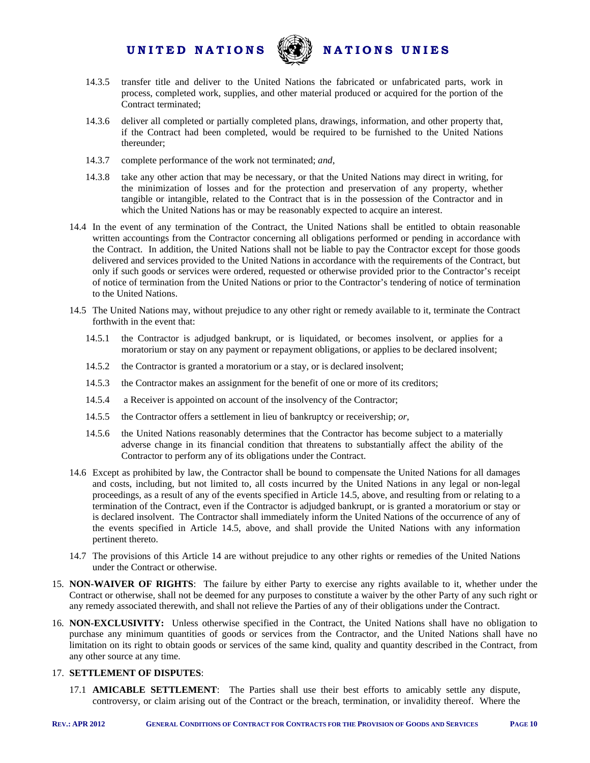14.3.5 transfer title and deliver to the United Nations the fabricated or unfabricated parts, work in process, completed work, supplies, and other material produced or acquired for the portion of the Contract terminated;

14.3.6 deliver all completed or partially completed plans, drawings, information, and other property that, if the Contract had been completed, would be required to be furnished to the United Nations thereunder;

14.3.7 complete performance of the work not terminated; *and*,

14.3.8 take any other action that may be necessary, or that the United Nations may direct in writing, for the minimization of losses and for the protection and preservation of any property, whether tangible or intangible, related to the Contract that is in the possession of the Contractor and in which the United Nations has or may be reasonably expected to acquire an interest.

14.4 In the event of any termination of the Contract, the United Nations shall be entitled to obtain reasonable written accountings from the Contractor concerning all obligations performed or pending in accordance with the Contract. In addition, the United Nations shall not be liable to pay the Contractor except for those goods delivered and services provided to the United Nations in accordance with the requirements of the Contract, but only if such goods or services were ordered, requested or otherwise provided prior to the Contractor's receipt of notice of termination from the United Nations or prior to the Contractor's tendering of notice of termination to the United Nations.

14.5 The United Nations may, without prejudice to any other right or remedy available to it, terminate the Contract forthwith in the event that:

14.5.1 the Contractor is adjudged bankrupt, or is liquidated, or becomes insolvent, or applies for a moratorium or stay on any payment or repayment obligations, or applies to be declared insolvent;

14.5.2 the Contractor is granted a moratorium or a stay, or is declared insolvent;

14.5.3 the Contractor makes an assignment for the benefit of one or more of its creditors;

14.5.4 a Receiver is appointed on account of the insolvency of the Contractor;

14.5.5 the Contractor offers a settlement in lieu of bankruptcy or receivership; *or*,

14.5.6 the United Nations reasonably determines that the Contractor has become subject to a materially adverse change in its financial condition that threatens to substantially affect the ability of the Contractor to perform any of its obligations under the Contract.

14.6 Except as prohibited by law, the Contractor shall be bound to compensate the United Nations for all damages and costs, including, but not limited to, all costs incurred by the United Nations in any legal or non-legal proceedings, as a result of any of the events specified in Article 14.5, above, and resulting from or relating to a termination of the Contract, even if the Contractor is adjudged bankrupt, or is granted a moratorium or stay or is declared insolvent. The Contractor shall immediately inform the United Nations of the occurrence of any of the events specified in Article 14.5, above, and shall provide the United Nations with any information pertinent thereto.

14.7 The provisions of this Article 14 are without prejudice to any other rights or remedies of the United Nations under the Contract or otherwise.

15. **NON-WAIVER OF RIGHTS**: The failure by either Party to exercise any rights available to it, whether under the Contract or otherwise, shall not be deemed for any purposes to constitute a waiver by the other Party of any such right or any remedy associated therewith, and shall not relieve the Parties of any of their obligations under the Contract.

16. **NON-EXCLUSIVITY:** Unless otherwise specified in the Contract, the United Nations shall have no obligation to purchase any minimum quantities of goods or services from the Contractor, and the United Nations shall have no limitation on its right to obtain goods or services of the same kind, quality and quantity described in the Contract, from any other source at any time.

17. **SETTLEMENT OF DISPUTES**:

17.1 **AMICABLE SETTLEMENT**: The Parties shall use their best efforts to amicably settle any dispute, controversy, or claim arising out of the Contract or the breach, termination, or invalidity thereof. Where the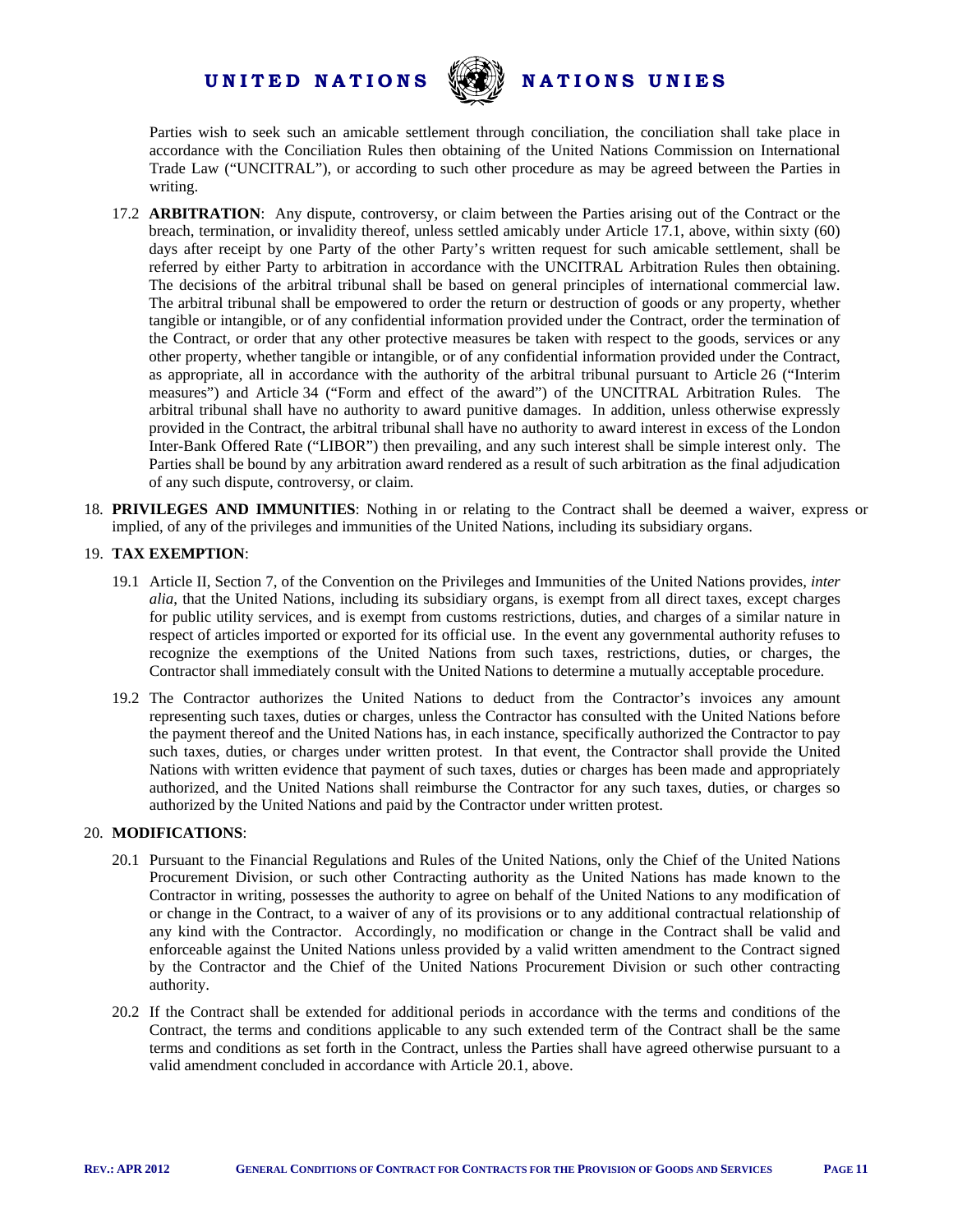Parties wish to seek such an amicable settlement through conciliation, the conciliation shall take place in accordance with the Conciliation Rules then obtaining of the United Nations Commission on International Trade Law ("UNCITRAL"), or according to such other procedure as may be agreed between the Parties in writing.

17.2 **ARBITRATION**: Any dispute, controversy, or claim between the Parties arising out of the Contract or the breach, termination, or invalidity thereof, unless settled amicably under Article 17.1, above, within sixty (60) days after receipt by one Party of the other Party's written request for such amicable settlement, shall be referred by either Party to arbitration in accordance with the UNCITRAL Arbitration Rules then obtaining. The decisions of the arbitral tribunal shall be based on general principles of international commercial law. The arbitral tribunal shall be empowered to order the return or destruction of goods or any property, whether tangible or intangible, or of any confidential information provided under the Contract, order the termination of the Contract, or order that any other protective measures be taken with respect to the goods, services or any other property, whether tangible or intangible, or of any confidential information provided under the Contract, as appropriate, all in accordance with the authority of the arbitral tribunal pursuant to Article 26 ("Interim measures") and Article 34 ("Form and effect of the award") of the UNCITRAL Arbitration Rules. The arbitral tribunal shall have no authority to award punitive damages. In addition, unless otherwise expressly provided in the Contract, the arbitral tribunal shall have no authority to award interest in excess of the London Inter-Bank Offered Rate ("LIBOR") then prevailing, and any such interest shall be simple interest only. The Parties shall be bound by any arbitration award rendered as a result of such arbitration as the final adjudication of any such dispute, controversy, or claim.

18. **PRIVILEGES AND IMMUNITIES**: Nothing in or relating to the Contract shall be deemed a waiver, express or implied, of any of the privileges and immunities of the United Nations, including its subsidiary organs.

19. **TAX EXEMPTION**:

19.1 Article II, Section 7, of the Convention on the Privileges and Immunities of the United Nations provides, *inter alia*, that the United Nations, including its subsidiary organs, is exempt from all direct taxes, except charges for public utility services, and is exempt from customs restrictions, duties, and charges of a similar nature in respect of articles imported or exported for its official use. In the event any governmental authority refuses to recognize the exemptions of the United Nations from such taxes, restrictions, duties, or charges, the Contractor shall immediately consult with the United Nations to determine a mutually acceptable procedure.

19.2 The Contractor authorizes the United Nations to deduct from the Contractor's invoices any amount representing such taxes, duties or charges, unless the Contractor has consulted with the United Nations before the payment thereof and the United Nations has, in each instance, specifically authorized the Contractor to pay such taxes, duties, or charges under written protest. In that event, the Contractor shall provide the United Nations with written evidence that payment of such taxes, duties or charges has been made and appropriately authorized, and the United Nations shall reimburse the Contractor for any such taxes, duties, or charges so authorized by the United Nations and paid by the Contractor under written protest.

20. **MODIFICATIONS**:

20.1 Pursuant to the Financial Regulations and Rules of the United Nations, only the Chief of the United Nations Procurement Division, or such other Contracting authority as the United Nations has made known to the Contractor in writing, possesses the authority to agree on behalf of the United Nations to any modification of or change in the Contract, to a waiver of any of its provisions or to any additional contractual relationship of any kind with the Contractor. Accordingly, no modification or change in the Contract shall be valid and enforceable against the United Nations unless provided by a valid written amendment to the Contract signed by the Contractor and the Chief of the United Nations Procurement Division or such other contracting authority.

20.2 If the Contract shall be extended for additional periods in accordance with the terms and conditions of the Contract, the terms and conditions applicable to any such extended term of the Contract shall be the same terms and conditions as set forth in the Contract, unless the Parties shall have agreed otherwise pursuant to a valid amendment concluded in accordance with Article 20.1, above.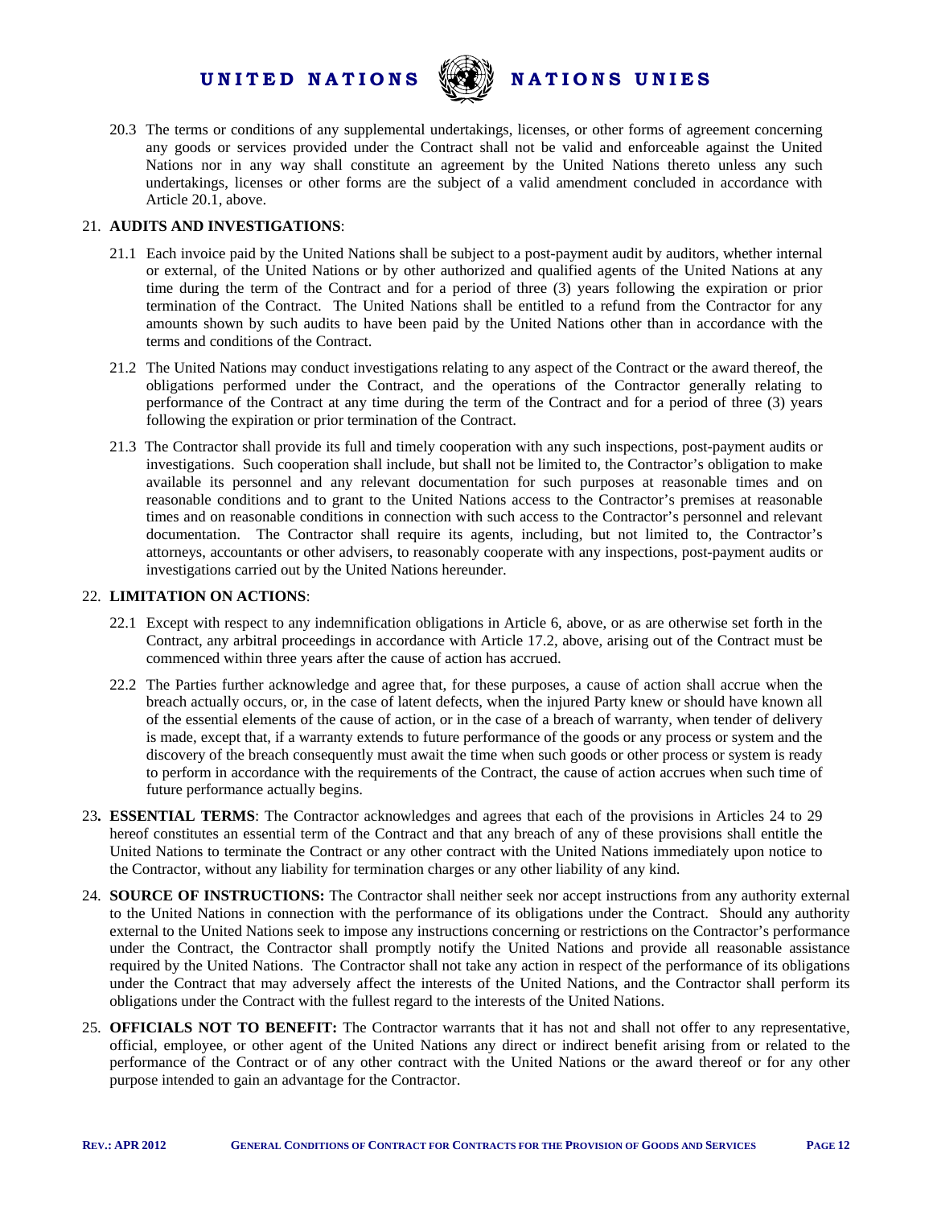20.3 The terms or conditions of any supplemental undertakings, licenses, or other forms of agreement concerning any goods or services provided under the Contract shall not be valid and enforceable against the United Nations nor in any way shall constitute an agreement by the United Nations thereto unless any such undertakings, licenses or other forms are the subject of a valid amendment concluded in accordance with Article 20.1, above.

21. **AUDITS AND INVESTIGATIONS**:

21.1 Each invoice paid by the United Nations shall be subject to a post-payment audit by auditors, whether internal or external, of the United Nations or by other authorized and qualified agents of the United Nations at any time during the term of the Contract and for a period of three (3) years following the expiration or prior termination of the Contract. The United Nations shall be entitled to a refund from the Contractor for any amounts shown by such audits to have been paid by the United Nations other than in accordance with the terms and conditions of the Contract.

21.2 The United Nations may conduct investigations relating to any aspect of the Contract or the award thereof, the obligations performed under the Contract, and the operations of the Contractor generally relating to performance of the Contract at any time during the term of the Contract and for a period of three (3) years following the expiration or prior termination of the Contract.

21.3 The Contractor shall provide its full and timely cooperation with any such inspections, post-payment audits or investigations. Such cooperation shall include, but shall not be limited to, the Contractor's obligation to make available its personnel and any relevant documentation for such purposes at reasonable times and on reasonable conditions and to grant to the United Nations access to the Contractor's premises at reasonable times and on reasonable conditions in connection with such access to the Contractor's personnel and relevant documentation. The Contractor shall require its agents, including, but not limited to, the Contractor's attorneys, accountants or other advisers, to reasonably cooperate with any inspections, post-payment audits or investigations carried out by the United Nations hereunder.

22. **LIMITATION ON ACTIONS**:

22.1 Except with respect to any indemnification obligations in Article 6, above, or as are otherwise set forth in the Contract, any arbitral proceedings in accordance with Article 17.2, above, arising out of the Contract must be commenced within three years after the cause of action has accrued.

22.2 The Parties further acknowledge and agree that, for these purposes, a cause of action shall accrue when the breach actually occurs, or, in the case of latent defects, when the injured Party knew or should have known all of the essential elements of the cause of action, or in the case of a breach of warranty, when tender of delivery is made, except that, if a warranty extends to future performance of the goods or any process or system and the discovery of the breach consequently must await the time when such goods or other process or system is ready to perform in accordance with the requirements of the Contract, the cause of action accrues when such time of future performance actually begins.

23. **ESSENTIAL TERMS**: The Contractor acknowledges and agrees that each of the provisions in Articles 24 to 29 hereof constitutes an essential term of the Contract and that any breach of any of these provisions shall entitle the United Nations to terminate the Contract or any other contract with the United Nations immediately upon notice to the Contractor, without any liability for termination charges or any other liability of any kind.

24. **SOURCE OF INSTRUCTIONS:** The Contractor shall neither seek nor accept instructions from any authority external to the United Nations in connection with the performance of its obligations under the Contract. Should any authority external to the United Nations seek to impose any instructions concerning or restrictions on the Contractor's performance under the Contract, the Contractor shall promptly notify the United Nations and provide all reasonable assistance required by the United Nations. The Contractor shall not take any action in respect of the performance of its obligations under the Contract that may adversely affect the interests of the United Nations, and the Contractor shall perform its obligations under the Contract with the fullest regard to the interests of the United Nations.

25. **OFFICIALS NOT TO BENEFIT:** The Contractor warrants that it has not and shall not offer to any representative, official, employee, or other agent of the United Nations any direct or indirect benefit arising from or related to the performance of the Contract or of any other contract with the United Nations or the award thereof or for any other purpose intended to gain an advantage for the Contractor.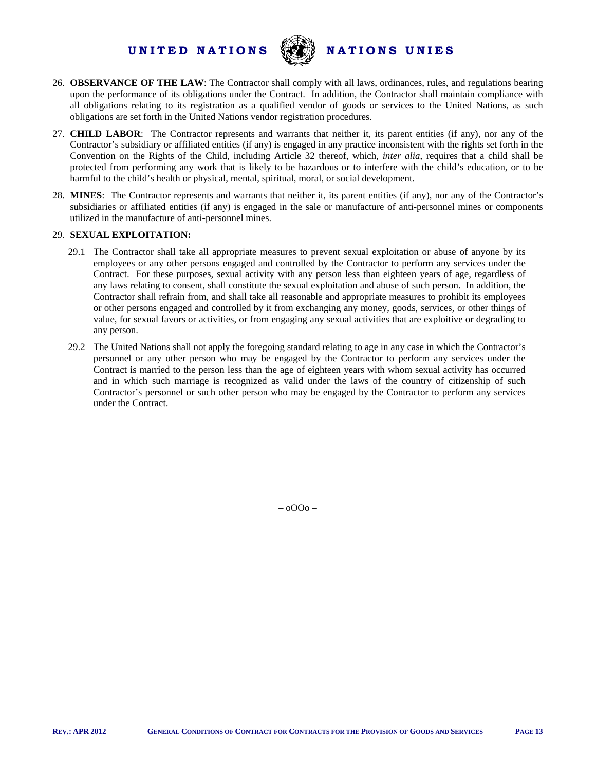26. **OBSERVANCE OF THE LAW**: The Contractor shall comply with all laws, ordinances, rules, and regulations bearing upon the performance of its obligations under the Contract. In addition, the Contractor shall maintain compliance with all obligations relating to its registration as a qualified vendor of goods or services to the United Nations, as such obligations are set forth in the United Nations vendor registration procedures.

27. **CHILD LABOR**: The Contractor represents and warrants that neither it, its parent entities (if any), nor any of the Contractor's subsidiary or affiliated entities (if any) is engaged in any practice inconsistent with the rights set forth in the Convention on the Rights of the Child, including Article 32 thereof, which, *inter alia*, requires that a child shall be protected from performing any work that is likely to be hazardous or to interfere with the child's education, or to be harmful to the child's health or physical, mental, spiritual, moral, or social development.

28. **MINES**: The Contractor represents and warrants that neither it, its parent entities (if any), nor any of the Contractor's subsidiaries or affiliated entities (if any) is engaged in the sale or manufacture of anti-personnel mines or components utilized in the manufacture of anti-personnel mines.

29. **SEXUAL EXPLOITATION:**

   29.1 The Contractor shall take all appropriate measures to prevent sexual exploitation or abuse of anyone by its employees or any other persons engaged and controlled by the Contractor to perform any services under the Contract. For these purposes, sexual activity with any person less than eighteen years of age, regardless of any laws relating to consent, shall constitute the sexual exploitation and abuse of such person. In addition, the Contractor shall refrain from, and shall take all reasonable and appropriate measures to prohibit its employees or other persons engaged and controlled by it from exchanging any money, goods, services, or other things of value, for sexual favors or activities, or from engaging any sexual activities that are exploitive or degrading to any person.

   29.2 The United Nations shall not apply the foregoing standard relating to age in any case in which the Contractor's personnel or any other person who may be engaged by the Contractor to perform any services under the Contract is married to the person less than the age of eighteen years with whom sexual activity has occurred and in which such marriage is recognized as valid under the laws of the country of citizenship of such Contractor's personnel or such other person who may be engaged by the Contractor to perform any services under the Contract.

– oOOo –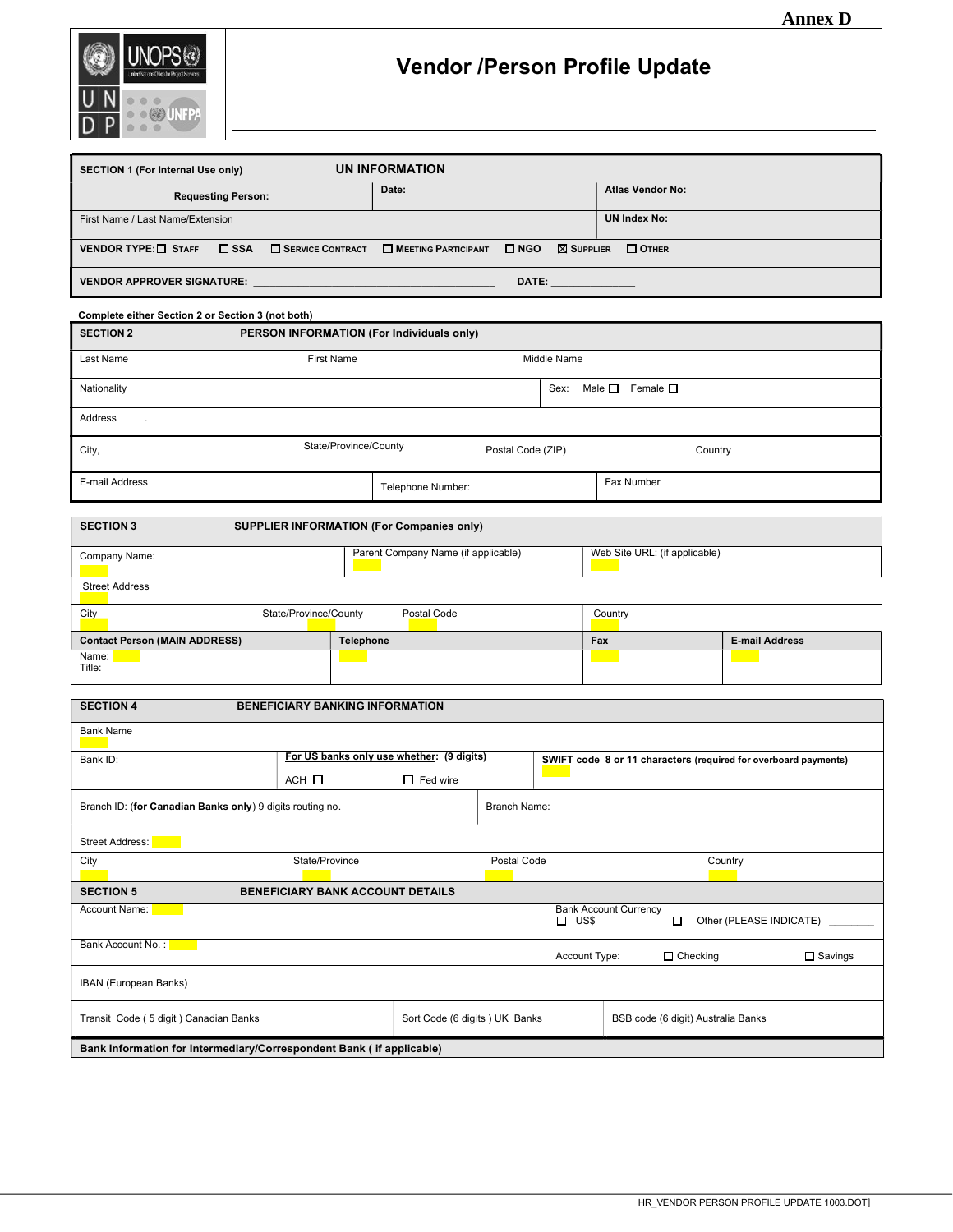Annex D

# Vendor /Person Profile Update

| SECTION 1 (For Internal Use only) | UN INFORMATION | |
|---|---|---|
| Requesting Person: | Date: | Atlas Vendor No: |
| First Name / Last Name/Extension | | UN Index No: |

**VENDOR TYPE:** ☐ STAFF ☐ SSA ☐ SERVICE CONTRACT ☐ MEETING PARTICIPANT ☐ NGO ☒ SUPPLIER ☐ OTHER

**VENDOR APPROVER SIGNATURE:** ________________________________________ **DATE:** ______________

**Complete either Section 2 or Section 3 (not both)**

| SECTION 2 | PERSON INFORMATION (For Individuals only) | | |
|---|---|---|---|
| Last Name | First Name | Middle Name | |
| Nationality | | Sex: Male ☐ Female ☐ | |
| Address . | | | |
| City, | State/Province/County | Postal Code (ZIP) | Country |
| E-mail Address | Telephone Number: | Fax Number | |

| SECTION 3 | SUPPLIER INFORMATION (For Companies only) | | |
|---|---|---|---|
| Company Name: | Parent Company Name (if applicable) | Web Site URL: (if applicable) | |
| Street Address | | | |
| City | State/Province/County | Postal Code | Country |
| **Contact Person (MAIN ADDRESS)** | **Telephone** | **Fax** | **E-mail Address** |
| Name: Title: | | | |

| SECTION 4 | BENEFICIARY BANKING INFORMATION | | |
|---|---|---|---|
| Bank Name | | | |
| Bank ID: | **For US banks only use whether: (9 digits)** ACH ☐ ☐ Fed wire | **SWIFT code 8 or 11 characters (required for overboard payments)** | |
| Branch ID: (**for Canadian Banks only**) 9 digits routing no. | | Branch Name: | |
| Street Address: | | | |
| City | State/Province | Postal Code | Country |

| SECTION 5 | BENEFICIARY BANK ACCOUNT DETAILS | |
|---|---|---|
| Account Name: | Bank Account Currency ☐ US$ ☐ Other (PLEASE INDICATE) ________ | |
| Bank Account No. : | Account Type: ☐ Checking ☐ Savings | |
| IBAN (European Banks) | | |
| Transit Code ( 5 digit ) Canadian Banks | Sort Code (6 digits ) UK Banks | BSB code (6 digit) Australia Banks |

**Bank Information for Intermediary/Correspondent Bank ( if applicable)**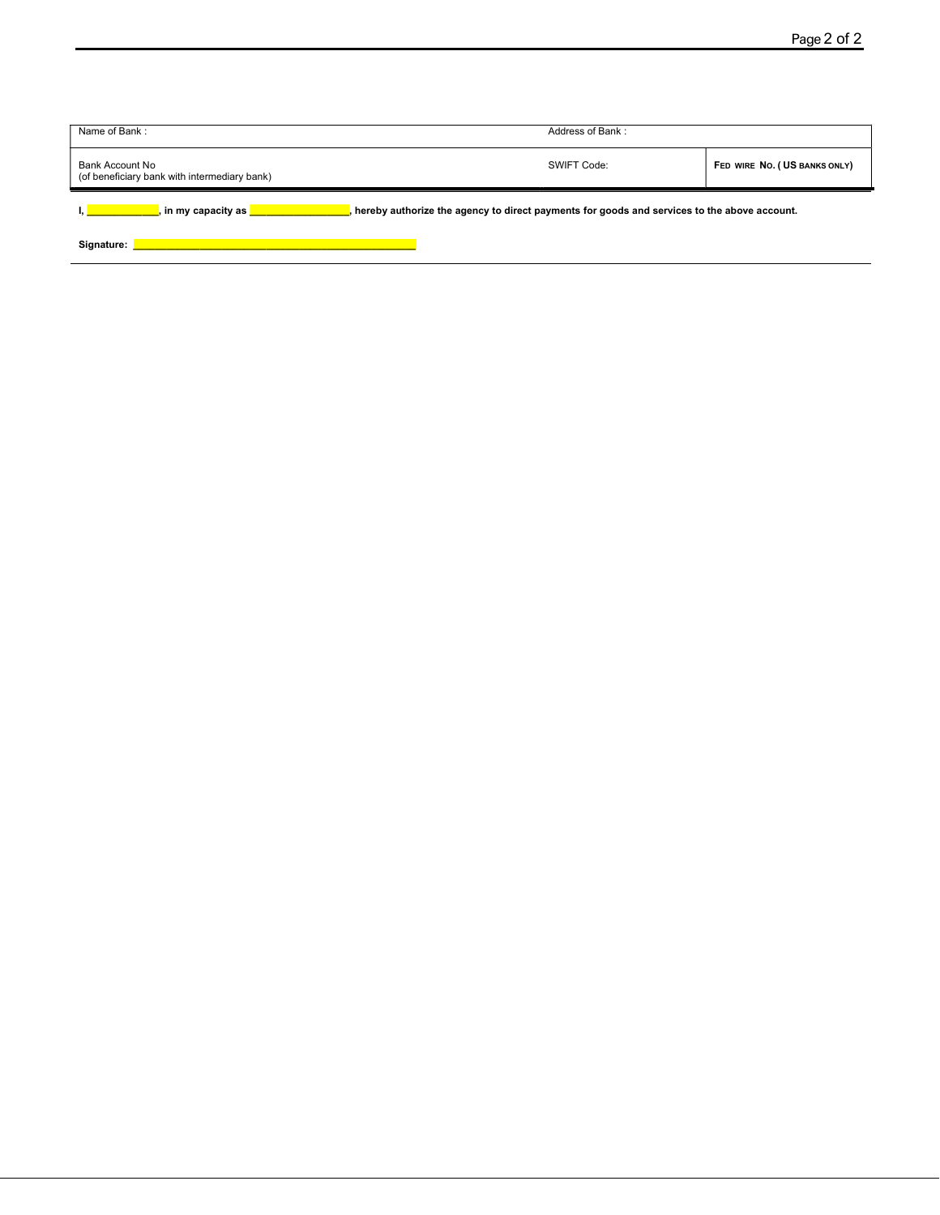| | | |
|---|---|---|
| Name of Bank : | Address of Bank : | |
| Bank Account No (of beneficiary bank with intermediary bank) | SWIFT Code: | **FED WIRE NO. ( US BANKS ONLY)** |

**I, _____________, in my capacity as _________________, hereby authorize the agency to direct payments for goods and services to the above account.**

**Signature: _______________________________________________**